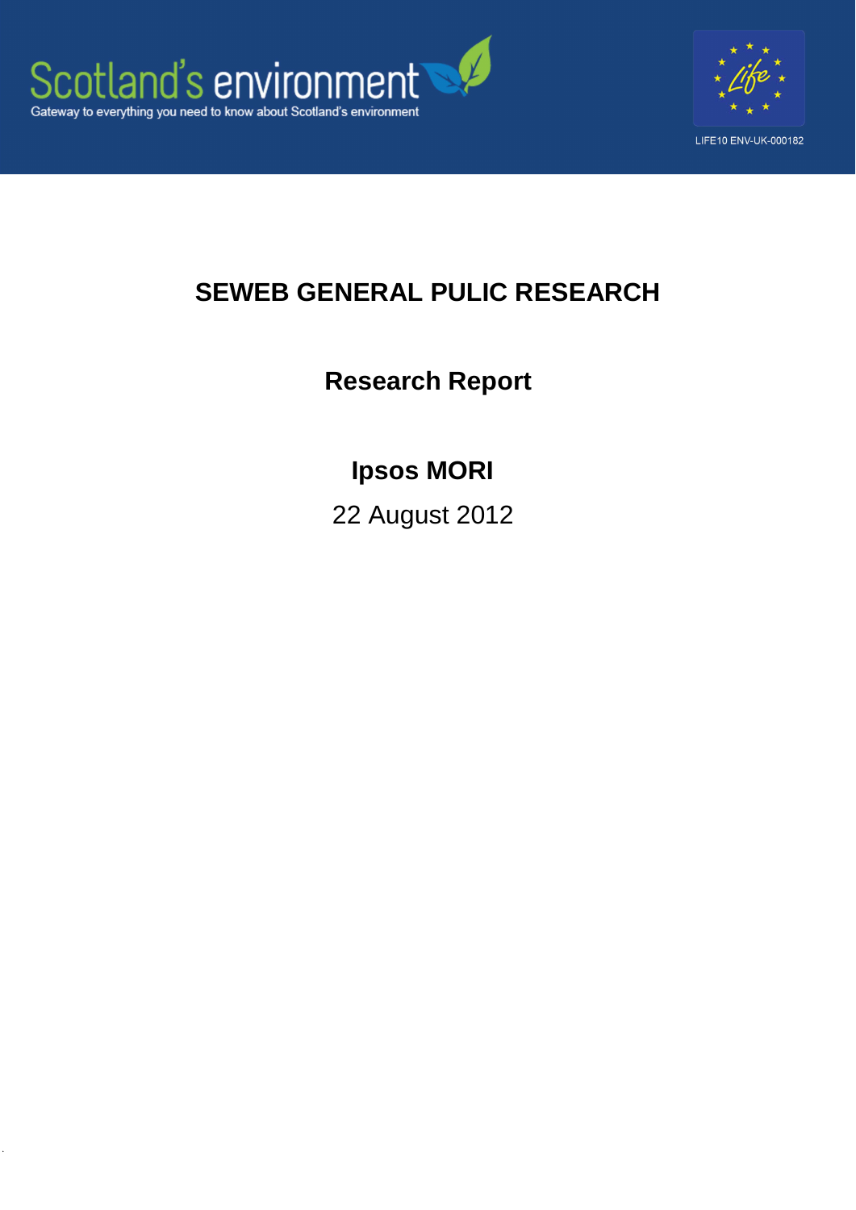Scotland's environment

Gateway to everything you need to know about Scotland's environment

LIFE10 ENV-UK-000182

# SEWEB GENERAL PULIC RESEARCH

## Research Report

### Ipsos MORI

22 August 2012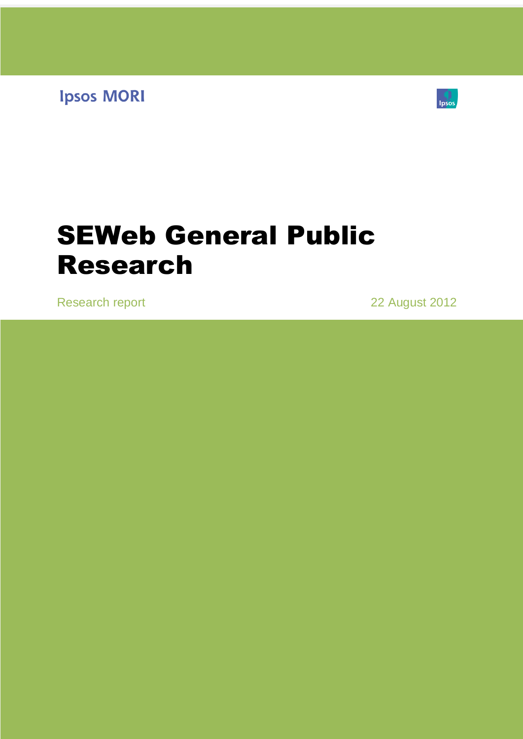Ipsos MORI

# SEWeb General Public Research

Research report

22 August 2012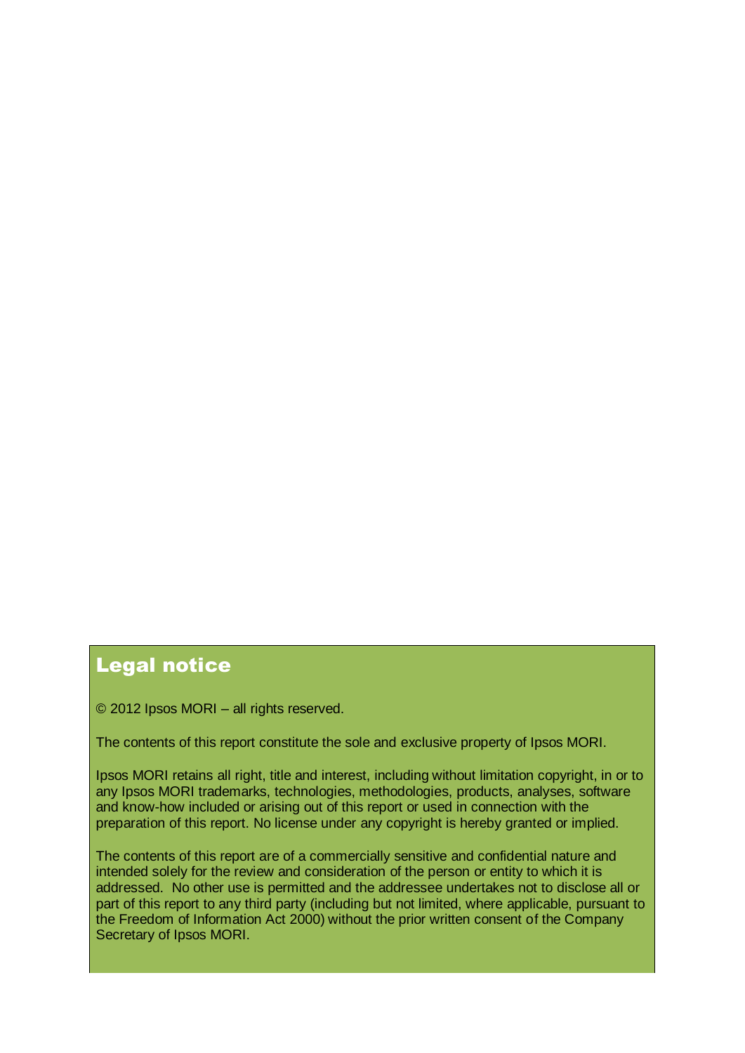## Legal notice

© 2012 Ipsos MORI – all rights reserved.

The contents of this report constitute the sole and exclusive property of Ipsos MORI.

Ipsos MORI retains all right, title and interest, including without limitation copyright, in or to any Ipsos MORI trademarks, technologies, methodologies, products, analyses, software and know-how included or arising out of this report or used in connection with the preparation of this report. No license under any copyright is hereby granted or implied.

The contents of this report are of a commercially sensitive and confidential nature and intended solely for the review and consideration of the person or entity to which it is addressed. No other use is permitted and the addressee undertakes not to disclose all or part of this report to any third party (including but not limited, where applicable, pursuant to the Freedom of Information Act 2000) without the prior written consent of the Company Secretary of Ipsos MORI.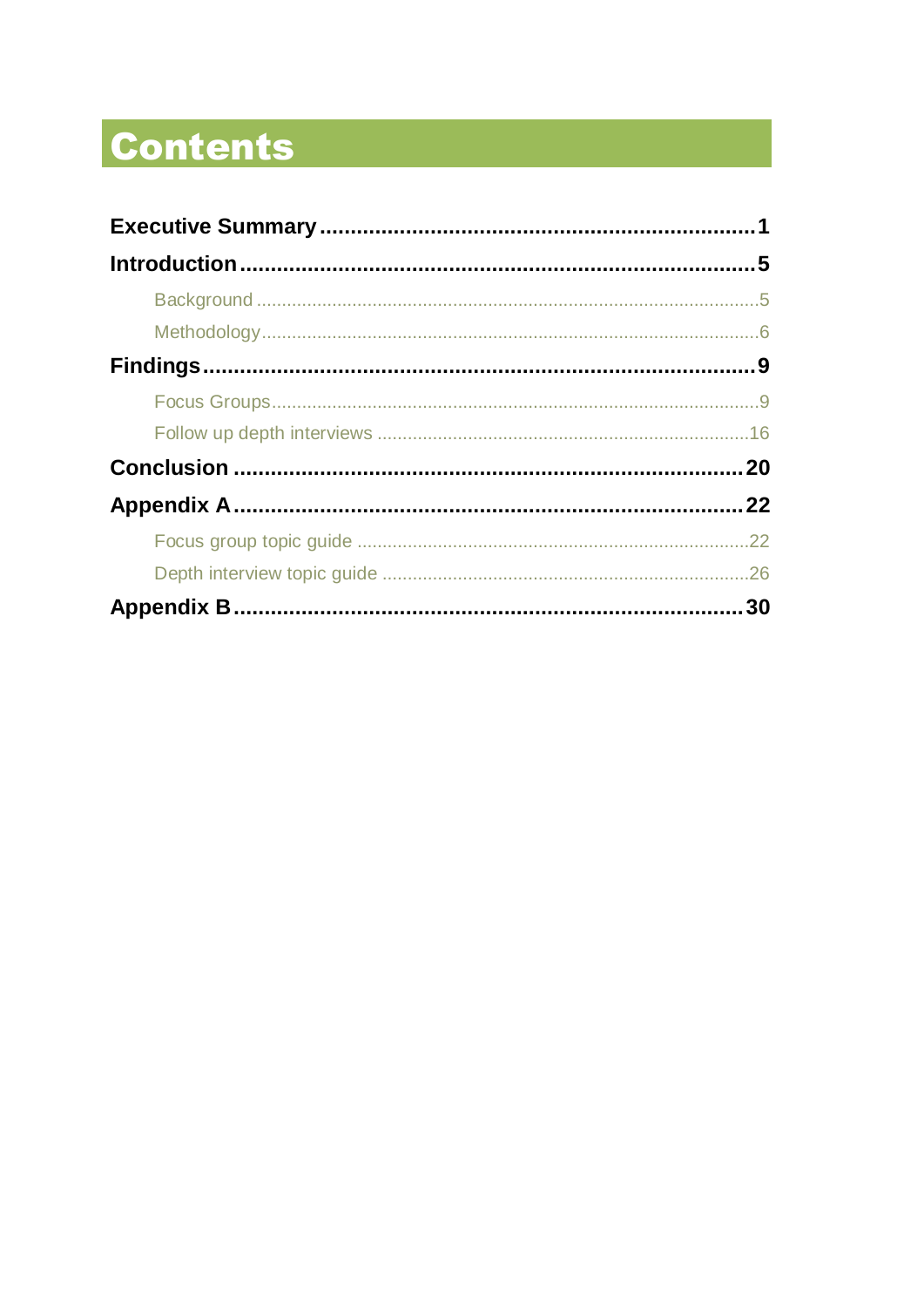# Contents

**Executive Summary** .......... **1**

**Introduction** .......... **5**

- Background .......... 5
- Methodology .......... 6

**Findings** .......... **9**

- Focus Groups .......... 9
- Follow up depth interviews .......... 16

**Conclusion** .......... **20**

**Appendix A** .......... **22**

- Focus group topic guide .......... 22
- Depth interview topic guide .......... 26

**Appendix B** .......... **30**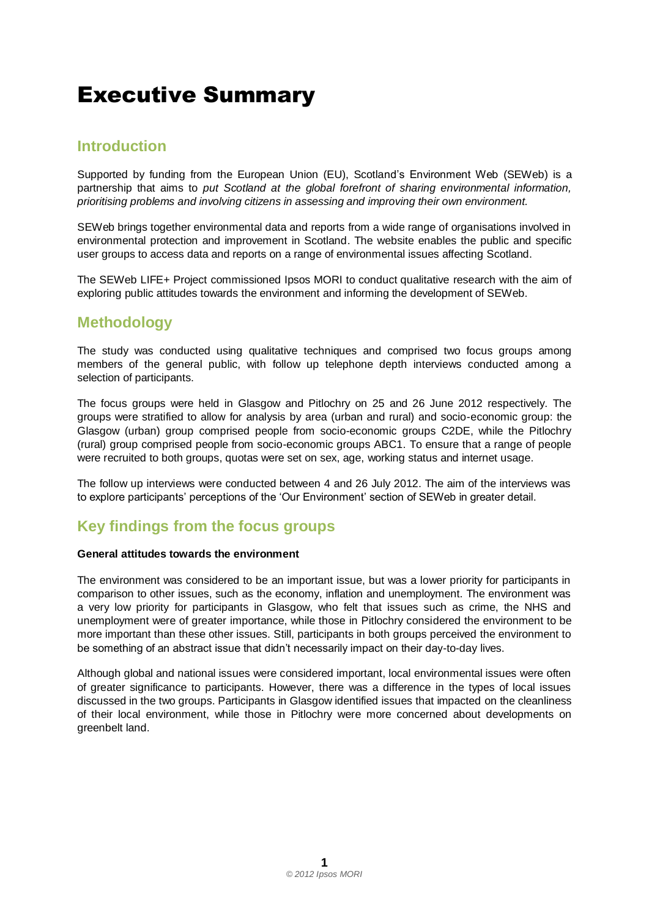# Executive Summary

## Introduction

Supported by funding from the European Union (EU), Scotland's Environment Web (SEWeb) is a partnership that aims to *put Scotland at the global forefront of sharing environmental information, prioritising problems and involving citizens in assessing and improving their own environment.*

SEWeb brings together environmental data and reports from a wide range of organisations involved in environmental protection and improvement in Scotland. The website enables the public and specific user groups to access data and reports on a range of environmental issues affecting Scotland.

The SEWeb LIFE+ Project commissioned Ipsos MORI to conduct qualitative research with the aim of exploring public attitudes towards the environment and informing the development of SEWeb.

## Methodology

The study was conducted using qualitative techniques and comprised two focus groups among members of the general public, with follow up telephone depth interviews conducted among a selection of participants.

The focus groups were held in Glasgow and Pitlochry on 25 and 26 June 2012 respectively. The groups were stratified to allow for analysis by area (urban and rural) and socio-economic group: the Glasgow (urban) group comprised people from socio-economic groups C2DE, while the Pitlochry (rural) group comprised people from socio-economic groups ABC1. To ensure that a range of people were recruited to both groups, quotas were set on sex, age, working status and internet usage.

The follow up interviews were conducted between 4 and 26 July 2012. The aim of the interviews was to explore participants' perceptions of the 'Our Environment' section of SEWeb in greater detail.

## Key findings from the focus groups

**General attitudes towards the environment**

The environment was considered to be an important issue, but was a lower priority for participants in comparison to other issues, such as the economy, inflation and unemployment. The environment was a very low priority for participants in Glasgow, who felt that issues such as crime, the NHS and unemployment were of greater importance, while those in Pitlochry considered the environment to be more important than these other issues. Still, participants in both groups perceived the environment to be something of an abstract issue that didn't necessarily impact on their day-to-day lives.

Although global and national issues were considered important, local environmental issues were often of greater significance to participants. However, there was a difference in the types of local issues discussed in the two groups. Participants in Glasgow identified issues that impacted on the cleanliness of their local environment, while those in Pitlochry were more concerned about developments on greenbelt land.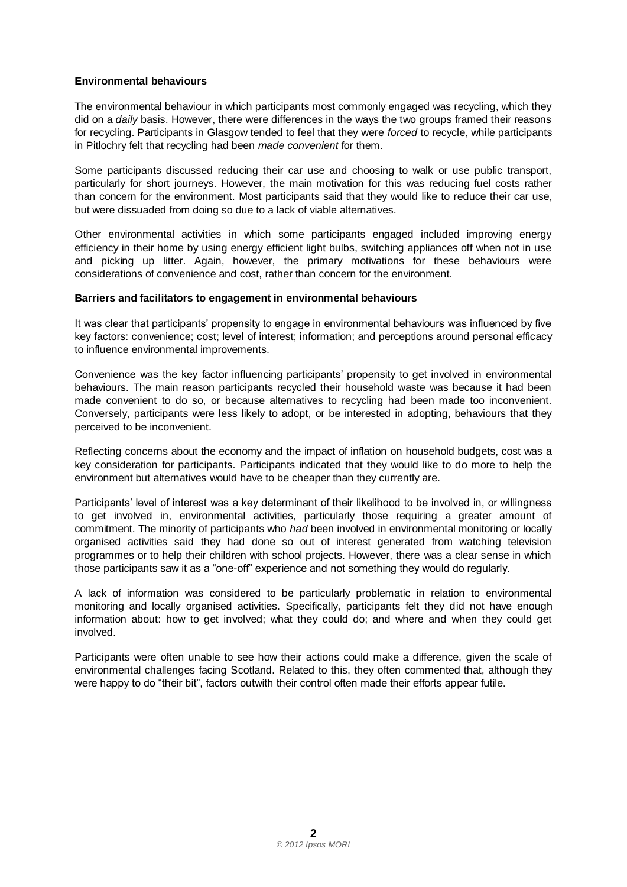**Environmental behaviours**

The environmental behaviour in which participants most commonly engaged was recycling, which they did on a *daily* basis. However, there were differences in the ways the two groups framed their reasons for recycling. Participants in Glasgow tended to feel that they were *forced* to recycle, while participants in Pitlochry felt that recycling had been *made convenient* for them.

Some participants discussed reducing their car use and choosing to walk or use public transport, particularly for short journeys. However, the main motivation for this was reducing fuel costs rather than concern for the environment. Most participants said that they would like to reduce their car use, but were dissuaded from doing so due to a lack of viable alternatives.

Other environmental activities in which some participants engaged included improving energy efficiency in their home by using energy efficient light bulbs, switching appliances off when not in use and picking up litter. Again, however, the primary motivations for these behaviours were considerations of convenience and cost, rather than concern for the environment.

**Barriers and facilitators to engagement in environmental behaviours**

It was clear that participants' propensity to engage in environmental behaviours was influenced by five key factors: convenience; cost; level of interest; information; and perceptions around personal efficacy to influence environmental improvements.

Convenience was the key factor influencing participants' propensity to get involved in environmental behaviours. The main reason participants recycled their household waste was because it had been made convenient to do so, or because alternatives to recycling had been made too inconvenient. Conversely, participants were less likely to adopt, or be interested in adopting, behaviours that they perceived to be inconvenient.

Reflecting concerns about the economy and the impact of inflation on household budgets, cost was a key consideration for participants. Participants indicated that they would like to do more to help the environment but alternatives would have to be cheaper than they currently are.

Participants' level of interest was a key determinant of their likelihood to be involved in, or willingness to get involved in, environmental activities, particularly those requiring a greater amount of commitment. The minority of participants who *had* been involved in environmental monitoring or locally organised activities said they had done so out of interest generated from watching television programmes or to help their children with school projects. However, there was a clear sense in which those participants saw it as a "one-off" experience and not something they would do regularly.

A lack of information was considered to be particularly problematic in relation to environmental monitoring and locally organised activities. Specifically, participants felt they did not have enough information about: how to get involved; what they could do; and where and when they could get involved.

Participants were often unable to see how their actions could make a difference, given the scale of environmental challenges facing Scotland. Related to this, they often commented that, although they were happy to do "their bit", factors outwith their control often made their efforts appear futile.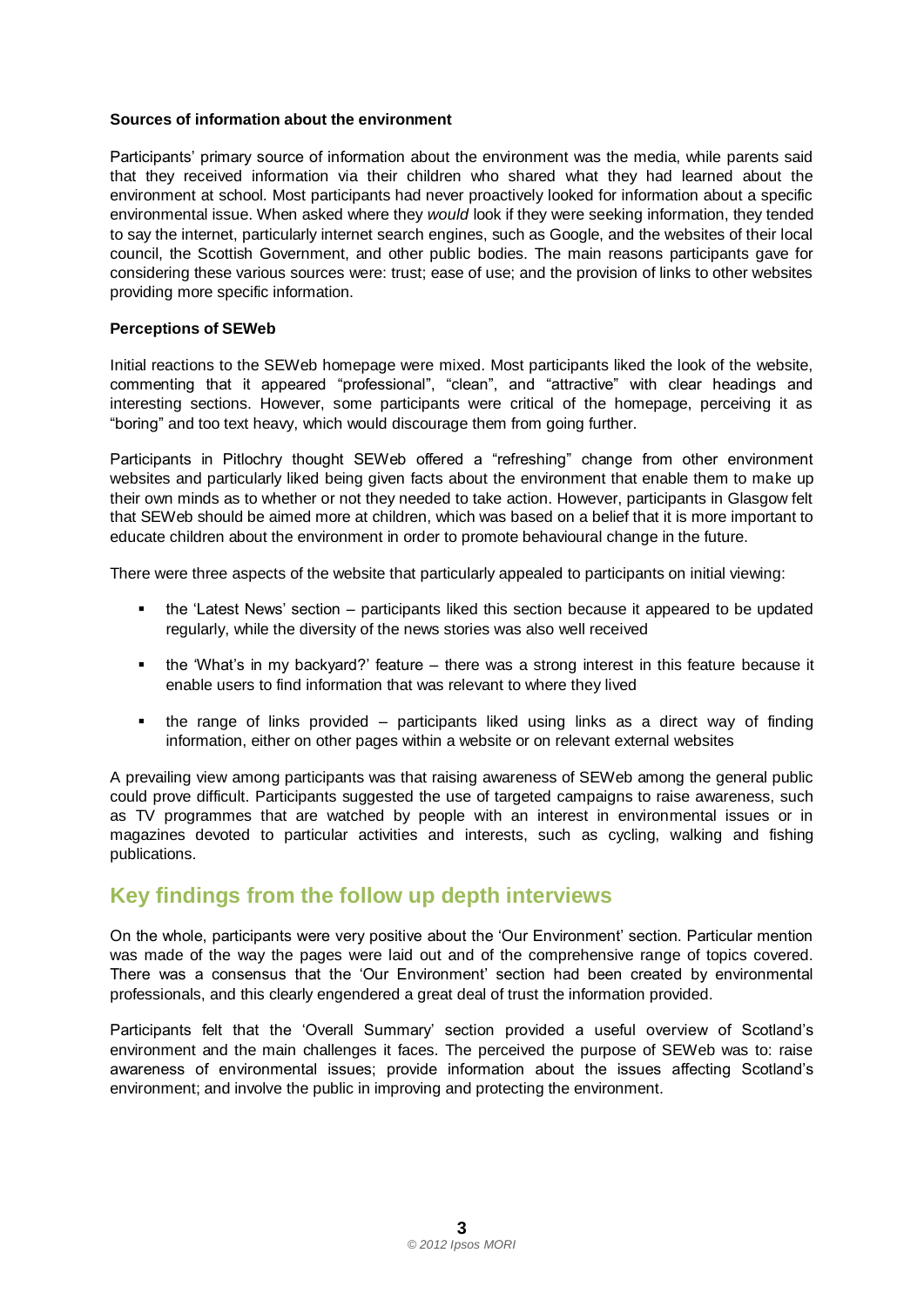**Sources of information about the environment**

Participants' primary source of information about the environment was the media, while parents said that they received information via their children who shared what they had learned about the environment at school. Most participants had never proactively looked for information about a specific environmental issue. When asked where they *would* look if they were seeking information, they tended to say the internet, particularly internet search engines, such as Google, and the websites of their local council, the Scottish Government, and other public bodies. The main reasons participants gave for considering these various sources were: trust; ease of use; and the provision of links to other websites providing more specific information.

**Perceptions of SEWeb**

Initial reactions to the SEWeb homepage were mixed. Most participants liked the look of the website, commenting that it appeared "professional", "clean", and "attractive" with clear headings and interesting sections. However, some participants were critical of the homepage, perceiving it as "boring" and too text heavy, which would discourage them from going further.

Participants in Pitlochry thought SEWeb offered a "refreshing" change from other environment websites and particularly liked being given facts about the environment that enable them to make up their own minds as to whether or not they needed to take action. However, participants in Glasgow felt that SEWeb should be aimed more at children, which was based on a belief that it is more important to educate children about the environment in order to promote behavioural change in the future.

There were three aspects of the website that particularly appealed to participants on initial viewing:

- the 'Latest News' section – participants liked this section because it appeared to be updated regularly, while the diversity of the news stories was also well received
- the 'What's in my backyard?' feature – there was a strong interest in this feature because it enable users to find information that was relevant to where they lived
- the range of links provided – participants liked using links as a direct way of finding information, either on other pages within a website or on relevant external websites

A prevailing view among participants was that raising awareness of SEWeb among the general public could prove difficult. Participants suggested the use of targeted campaigns to raise awareness, such as TV programmes that are watched by people with an interest in environmental issues or in magazines devoted to particular activities and interests, such as cycling, walking and fishing publications.

## Key findings from the follow up depth interviews

On the whole, participants were very positive about the 'Our Environment' section. Particular mention was made of the way the pages were laid out and of the comprehensive range of topics covered. There was a consensus that the 'Our Environment' section had been created by environmental professionals, and this clearly engendered a great deal of trust the information provided.

Participants felt that the 'Overall Summary' section provided a useful overview of Scotland's environment and the main challenges it faces. The perceived the purpose of SEWeb was to: raise awareness of environmental issues; provide information about the issues affecting Scotland's environment; and involve the public in improving and protecting the environment.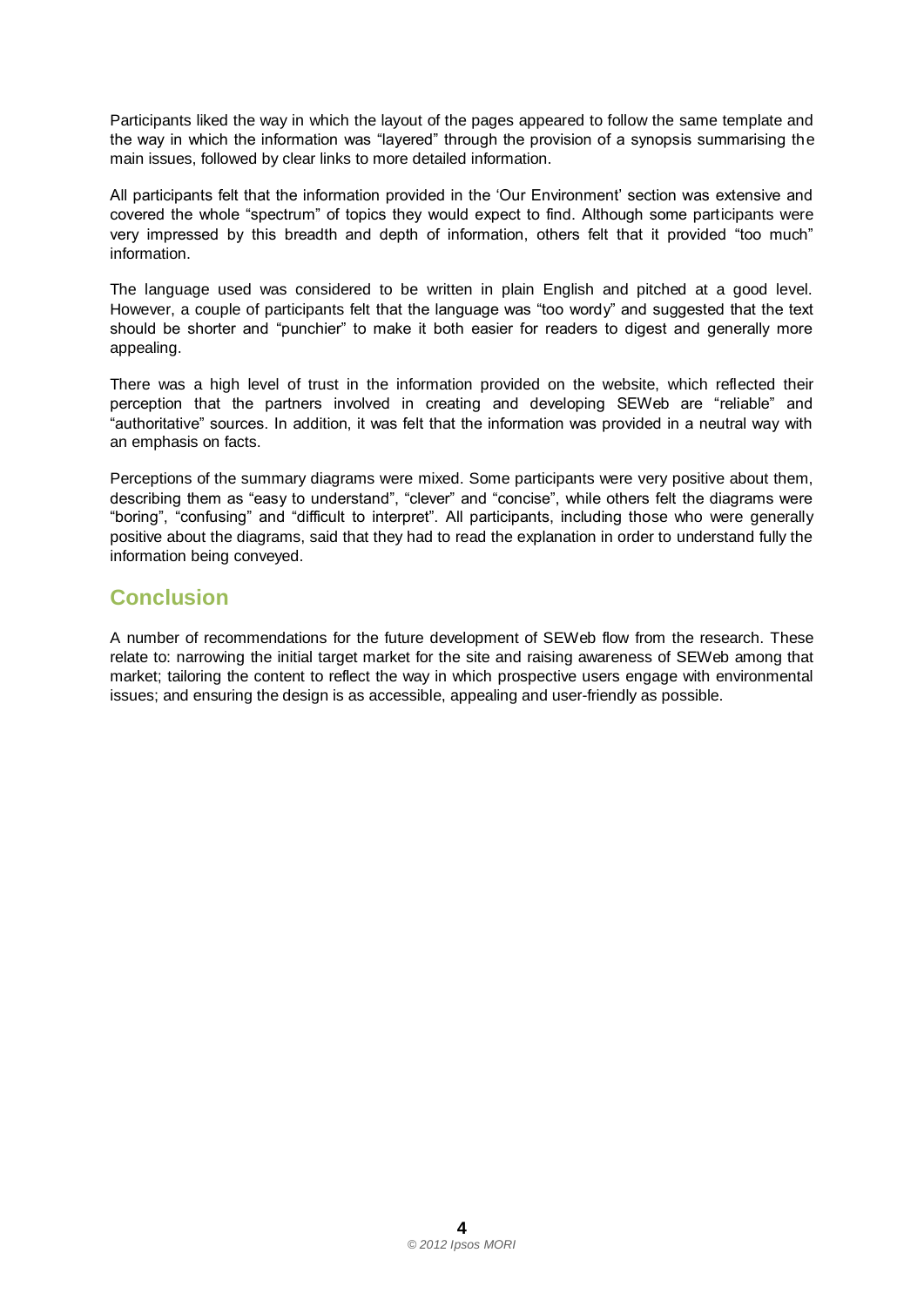Participants liked the way in which the layout of the pages appeared to follow the same template and the way in which the information was "layered" through the provision of a synopsis summarising the main issues, followed by clear links to more detailed information.

All participants felt that the information provided in the 'Our Environment' section was extensive and covered the whole "spectrum" of topics they would expect to find. Although some participants were very impressed by this breadth and depth of information, others felt that it provided "too much" information.

The language used was considered to be written in plain English and pitched at a good level. However, a couple of participants felt that the language was "too wordy" and suggested that the text should be shorter and "punchier" to make it both easier for readers to digest and generally more appealing.

There was a high level of trust in the information provided on the website, which reflected their perception that the partners involved in creating and developing SEWeb are "reliable" and "authoritative" sources. In addition, it was felt that the information was provided in a neutral way with an emphasis on facts.

Perceptions of the summary diagrams were mixed. Some participants were very positive about them, describing them as "easy to understand", "clever" and "concise", while others felt the diagrams were "boring", "confusing" and "difficult to interpret". All participants, including those who were generally positive about the diagrams, said that they had to read the explanation in order to understand fully the information being conveyed.

## Conclusion

A number of recommendations for the future development of SEWeb flow from the research. These relate to: narrowing the initial target market for the site and raising awareness of SEWeb among that market; tailoring the content to reflect the way in which prospective users engage with environmental issues; and ensuring the design is as accessible, appealing and user-friendly as possible.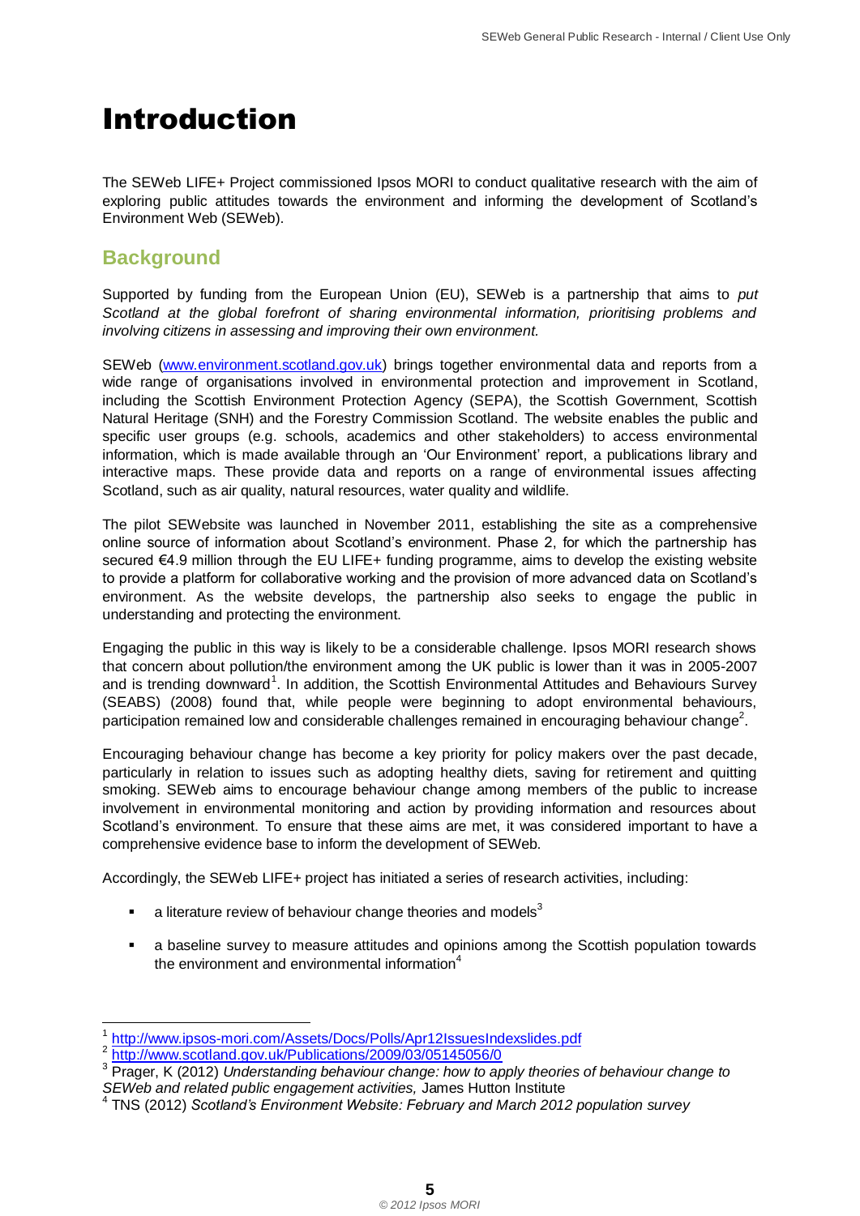# Introduction

The SEWeb LIFE+ Project commissioned Ipsos MORI to conduct qualitative research with the aim of exploring public attitudes towards the environment and informing the development of Scotland's Environment Web (SEWeb).

## Background

Supported by funding from the European Union (EU), SEWeb is a partnership that aims to *put Scotland at the global forefront of sharing environmental information, prioritising problems and involving citizens in assessing and improving their own environment.*

SEWeb (www.environment.scotland.gov.uk) brings together environmental data and reports from a wide range of organisations involved in environmental protection and improvement in Scotland, including the Scottish Environment Protection Agency (SEPA), the Scottish Government, Scottish Natural Heritage (SNH) and the Forestry Commission Scotland. The website enables the public and specific user groups (e.g. schools, academics and other stakeholders) to access environmental information, which is made available through an 'Our Environment' report, a publications library and interactive maps. These provide data and reports on a range of environmental issues affecting Scotland, such as air quality, natural resources, water quality and wildlife.

The pilot SEWebsite was launched in November 2011, establishing the site as a comprehensive online source of information about Scotland's environment. Phase 2, for which the partnership has secured €4.9 million through the EU LIFE+ funding programme, aims to develop the existing website to provide a platform for collaborative working and the provision of more advanced data on Scotland's environment. As the website develops, the partnership also seeks to engage the public in understanding and protecting the environment.

Engaging the public in this way is likely to be a considerable challenge. Ipsos MORI research shows that concern about pollution/the environment among the UK public is lower than it was in 2005-2007 and is trending downward[1]. In addition, the Scottish Environmental Attitudes and Behaviours Survey (SEABS) (2008) found that, while people were beginning to adopt environmental behaviours, participation remained low and considerable challenges remained in encouraging behaviour change[2].

Encouraging behaviour change has become a key priority for policy makers over the past decade, particularly in relation to issues such as adopting healthy diets, saving for retirement and quitting smoking. SEWeb aims to encourage behaviour change among members of the public to increase involvement in environmental monitoring and action by providing information and resources about Scotland's environment. To ensure that these aims are met, it was considered important to have a comprehensive evidence base to inform the development of SEWeb.

Accordingly, the SEWeb LIFE+ project has initiated a series of research activities, including:

- a literature review of behaviour change theories and models[3]
- a baseline survey to measure attitudes and opinions among the Scottish population towards the environment and environmental information[4]

---

[1] http://www.ipsos-mori.com/Assets/Docs/Polls/Apr12IssuesIndexslides.pdf

[2] http://www.scotland.gov.uk/Publications/2009/03/05145056/0

[3] Prager, K (2012) *Understanding behaviour change: how to apply theories of behaviour change to SEWeb and related public engagement activities,* James Hutton Institute

[4] TNS (2012) *Scotland's Environment Website: February and March 2012 population survey*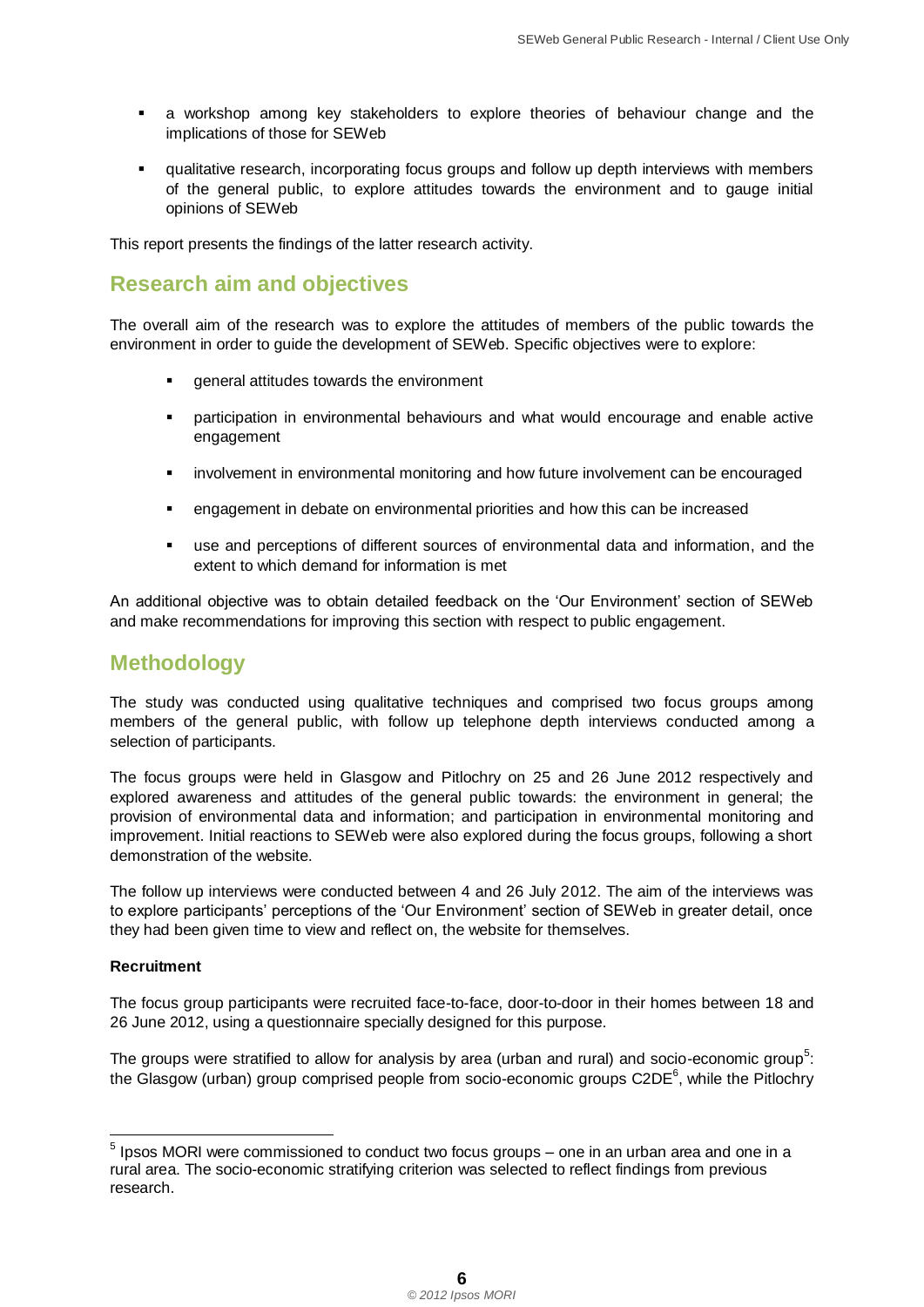- a workshop among key stakeholders to explore theories of behaviour change and the implications of those for SEWeb
- qualitative research, incorporating focus groups and follow up depth interviews with members of the general public, to explore attitudes towards the environment and to gauge initial opinions of SEWeb

This report presents the findings of the latter research activity.

## Research aim and objectives

The overall aim of the research was to explore the attitudes of members of the public towards the environment in order to guide the development of SEWeb. Specific objectives were to explore:

- general attitudes towards the environment
- participation in environmental behaviours and what would encourage and enable active engagement
- involvement in environmental monitoring and how future involvement can be encouraged
- engagement in debate on environmental priorities and how this can be increased
- use and perceptions of different sources of environmental data and information, and the extent to which demand for information is met

An additional objective was to obtain detailed feedback on the 'Our Environment' section of SEWeb and make recommendations for improving this section with respect to public engagement.

## Methodology

The study was conducted using qualitative techniques and comprised two focus groups among members of the general public, with follow up telephone depth interviews conducted among a selection of participants.

The focus groups were held in Glasgow and Pitlochry on 25 and 26 June 2012 respectively and explored awareness and attitudes of the general public towards: the environment in general; the provision of environmental data and information; and participation in environmental monitoring and improvement. Initial reactions to SEWeb were also explored during the focus groups, following a short demonstration of the website.

The follow up interviews were conducted between 4 and 26 July 2012. The aim of the interviews was to explore participants' perceptions of the 'Our Environment' section of SEWeb in greater detail, once they had been given time to view and reflect on, the website for themselves.

**Recruitment**

The focus group participants were recruited face-to-face, door-to-door in their homes between 18 and 26 June 2012, using a questionnaire specially designed for this purpose.

The groups were stratified to allow for analysis by area (urban and rural) and socio-economic group[5]: the Glasgow (urban) group comprised people from socio-economic groups C2DE[6], while the Pitlochry

[5] Ipsos MORI were commissioned to conduct two focus groups – one in an urban area and one in a rural area. The socio-economic stratifying criterion was selected to reflect findings from previous research.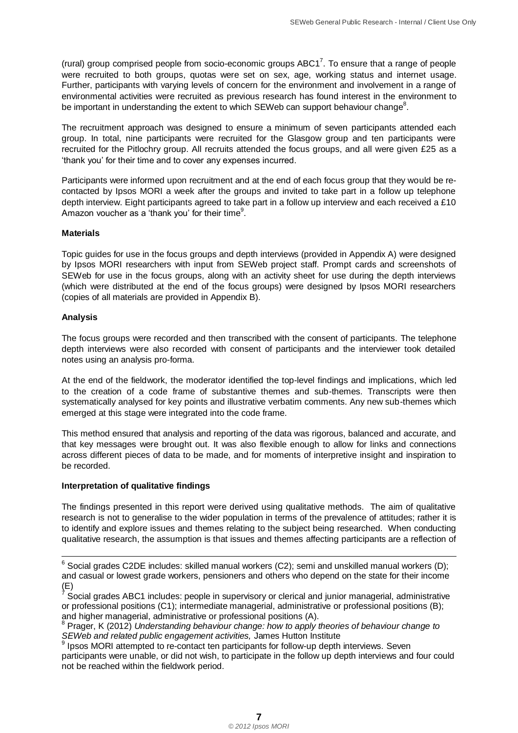(rural) group comprised people from socio-economic groups ABC1[7]. To ensure that a range of people were recruited to both groups, quotas were set on sex, age, working status and internet usage. Further, participants with varying levels of concern for the environment and involvement in a range of environmental activities were recruited as previous research has found interest in the environment to be important in understanding the extent to which SEWeb can support behaviour change[8].

The recruitment approach was designed to ensure a minimum of seven participants attended each group. In total, nine participants were recruited for the Glasgow group and ten participants were recruited for the Pitlochry group. All recruits attended the focus groups, and all were given £25 as a 'thank you' for their time and to cover any expenses incurred.

Participants were informed upon recruitment and at the end of each focus group that they would be re-contacted by Ipsos MORI a week after the groups and invited to take part in a follow up telephone depth interview. Eight participants agreed to take part in a follow up interview and each received a £10 Amazon voucher as a 'thank you' for their time[9].

**Materials**

Topic guides for use in the focus groups and depth interviews (provided in Appendix A) were designed by Ipsos MORI researchers with input from SEWeb project staff. Prompt cards and screenshots of SEWeb for use in the focus groups, along with an activity sheet for use during the depth interviews (which were distributed at the end of the focus groups) were designed by Ipsos MORI researchers (copies of all materials are provided in Appendix B).

**Analysis**

The focus groups were recorded and then transcribed with the consent of participants. The telephone depth interviews were also recorded with consent of participants and the interviewer took detailed notes using an analysis pro-forma.

At the end of the fieldwork, the moderator identified the top-level findings and implications, which led to the creation of a code frame of substantive themes and sub-themes. Transcripts were then systematically analysed for key points and illustrative verbatim comments. Any new sub-themes which emerged at this stage were integrated into the code frame.

This method ensured that analysis and reporting of the data was rigorous, balanced and accurate, and that key messages were brought out. It was also flexible enough to allow for links and connections across different pieces of data to be made, and for moments of interpretive insight and inspiration to be recorded.

**Interpretation of qualitative findings**

The findings presented in this report were derived using qualitative methods. The aim of qualitative research is not to generalise to the wider population in terms of the prevalence of attitudes; rather it is to identify and explore issues and themes relating to the subject being researched. When conducting qualitative research, the assumption is that issues and themes affecting participants are a reflection of

---

[6] Social grades C2DE includes: skilled manual workers (C2); semi and unskilled manual workers (D); and casual or lowest grade workers, pensioners and others who depend on the state for their income (E)

[7] Social grades ABC1 includes: people in supervisory or clerical and junior managerial, administrative or professional positions (C1); intermediate managerial, administrative or professional positions (B); and higher managerial, administrative or professional positions (A).

[8] Prager, K (2012) *Understanding behaviour change: how to apply theories of behaviour change to SEWeb and related public engagement activities,* James Hutton Institute

[9] Ipsos MORI attempted to re-contact ten participants for follow-up depth interviews. Seven participants were unable, or did not wish, to participate in the follow up depth interviews and four could not be reached within the fieldwork period.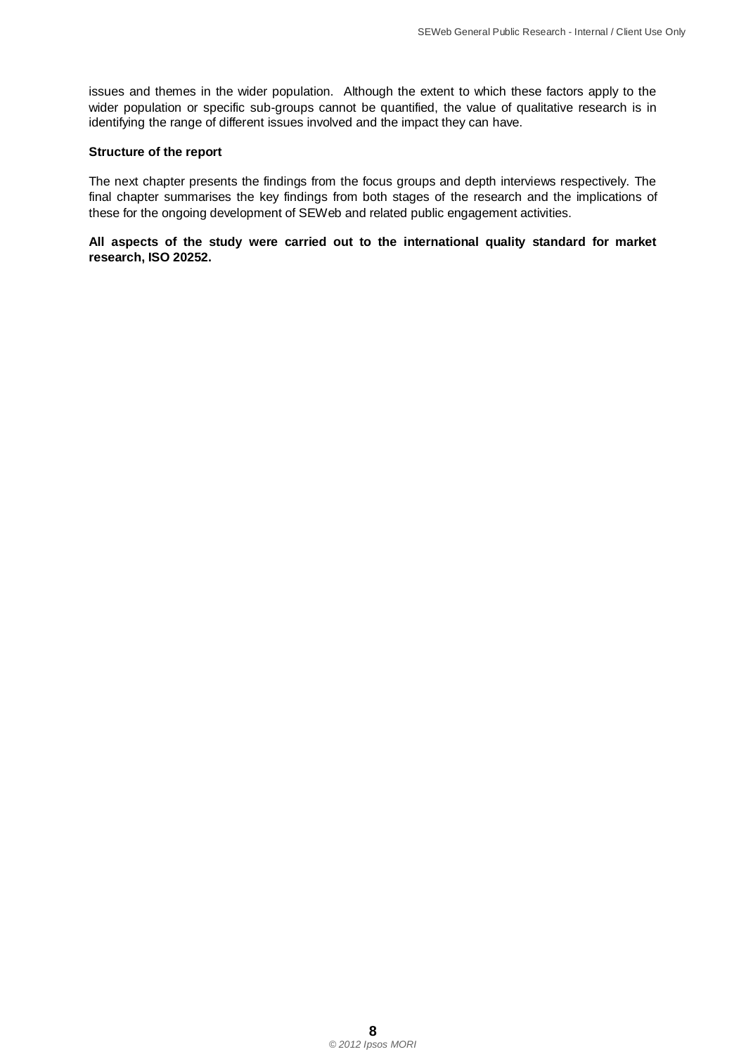issues and themes in the wider population. Although the extent to which these factors apply to the wider population or specific sub-groups cannot be quantified, the value of qualitative research is in identifying the range of different issues involved and the impact they can have.

**Structure of the report**

The next chapter presents the findings from the focus groups and depth interviews respectively. The final chapter summarises the key findings from both stages of the research and the implications of these for the ongoing development of SEWeb and related public engagement activities.

**All aspects of the study were carried out to the international quality standard for market research, ISO 20252.**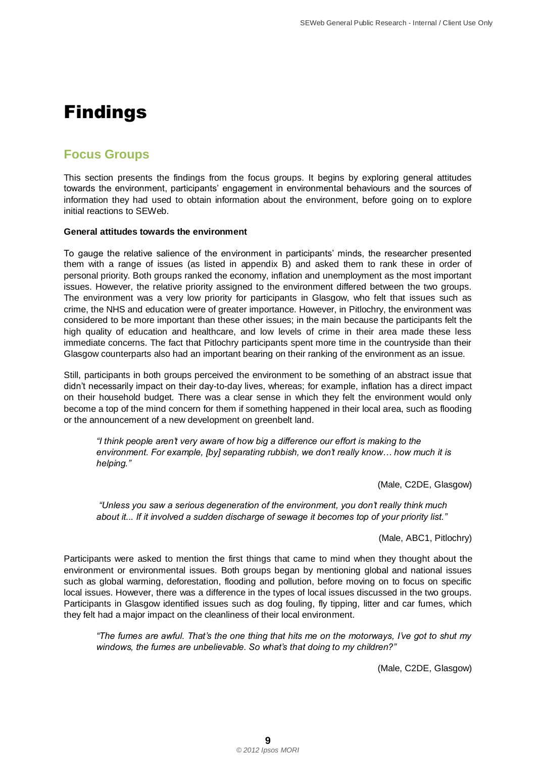# Findings

## Focus Groups

This section presents the findings from the focus groups. It begins by exploring general attitudes towards the environment, participants' engagement in environmental behaviours and the sources of information they had used to obtain information about the environment, before going on to explore initial reactions to SEWeb.

**General attitudes towards the environment**

To gauge the relative salience of the environment in participants' minds, the researcher presented them with a range of issues (as listed in appendix B) and asked them to rank these in order of personal priority. Both groups ranked the economy, inflation and unemployment as the most important issues. However, the relative priority assigned to the environment differed between the two groups. The environment was a very low priority for participants in Glasgow, who felt that issues such as crime, the NHS and education were of greater importance. However, in Pitlochry, the environment was considered to be more important than these other issues; in the main because the participants felt the high quality of education and healthcare, and low levels of crime in their area made these less immediate concerns. The fact that Pitlochry participants spent more time in the countryside than their Glasgow counterparts also had an important bearing on their ranking of the environment as an issue.

Still, participants in both groups perceived the environment to be something of an abstract issue that didn't necessarily impact on their day-to-day lives, whereas; for example, inflation has a direct impact on their household budget. There was a clear sense in which they felt the environment would only become a top of the mind concern for them if something happened in their local area, such as flooding or the announcement of a new development on greenbelt land.

> *"I think people aren't very aware of how big a difference our effort is making to the environment. For example, [by] separating rubbish, we don't really know… how much it is helping."*
>
> (Male, C2DE, Glasgow)

> *"Unless you saw a serious degeneration of the environment, you don't really think much about it... If it involved a sudden discharge of sewage it becomes top of your priority list."*
>
> (Male, ABC1, Pitlochry)

Participants were asked to mention the first things that came to mind when they thought about the environment or environmental issues. Both groups began by mentioning global and national issues such as global warming, deforestation, flooding and pollution, before moving on to focus on specific local issues. However, there was a difference in the types of local issues discussed in the two groups. Participants in Glasgow identified issues such as dog fouling, fly tipping, litter and car fumes, which they felt had a major impact on the cleanliness of their local environment.

> *"The fumes are awful. That's the one thing that hits me on the motorways, I've got to shut my windows, the fumes are unbelievable. So what's that doing to my children?"*
>
> (Male, C2DE, Glasgow)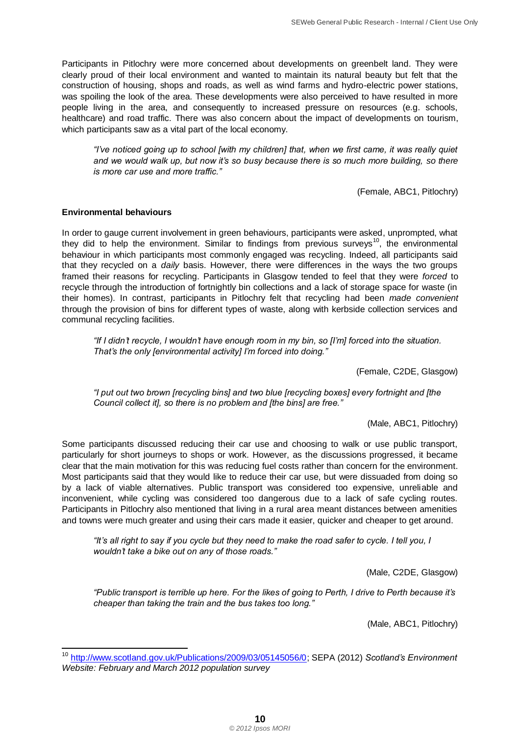Participants in Pitlochry were more concerned about developments on greenbelt land. They were clearly proud of their local environment and wanted to maintain its natural beauty but felt that the construction of housing, shops and roads, as well as wind farms and hydro-electric power stations, was spoiling the look of the area. These developments were also perceived to have resulted in more people living in the area, and consequently to increased pressure on resources (e.g. schools, healthcare) and road traffic. There was also concern about the impact of developments on tourism, which participants saw as a vital part of the local economy.

> *"I've noticed going up to school [with my children] that, when we first came, it was really quiet and we would walk up, but now it's so busy because there is so much more building, so there is more car use and more traffic."*
>
> (Female, ABC1, Pitlochry)

**Environmental behaviours**

In order to gauge current involvement in green behaviours, participants were asked, unprompted, what they did to help the environment. Similar to findings from previous surveys[10], the environmental behaviour in which participants most commonly engaged was recycling. Indeed, all participants said that they recycled on a *daily* basis. However, there were differences in the ways the two groups framed their reasons for recycling. Participants in Glasgow tended to feel that they were *forced* to recycle through the introduction of fortnightly bin collections and a lack of storage space for waste (in their homes). In contrast, participants in Pitlochry felt that recycling had been *made convenient* through the provision of bins for different types of waste, along with kerbside collection services and communal recycling facilities.

> *"If I didn't recycle, I wouldn't have enough room in my bin, so [I'm] forced into the situation. That's the only [environmental activity] I'm forced into doing."*
>
> (Female, C2DE, Glasgow)

> *"I put out two brown [recycling bins] and two blue [recycling boxes] every fortnight and [the Council collect it], so there is no problem and [the bins] are free."*
>
> (Male, ABC1, Pitlochry)

Some participants discussed reducing their car use and choosing to walk or use public transport, particularly for short journeys to shops or work. However, as the discussions progressed, it became clear that the main motivation for this was reducing fuel costs rather than concern for the environment. Most participants said that they would like to reduce their car use, but were dissuaded from doing so by a lack of viable alternatives. Public transport was considered too expensive, unreliable and inconvenient, while cycling was considered too dangerous due to a lack of safe cycling routes. Participants in Pitlochry also mentioned that living in a rural area meant distances between amenities and towns were much greater and using their cars made it easier, quicker and cheaper to get around.

> *"It's all right to say if you cycle but they need to make the road safer to cycle. I tell you, I wouldn't take a bike out on any of those roads."*
>
> (Male, C2DE, Glasgow)

> *"Public transport is terrible up here. For the likes of going to Perth, I drive to Perth because it's cheaper than taking the train and the bus takes too long."*
>
> (Male, ABC1, Pitlochry)

---

[10] http://www.scotland.gov.uk/Publications/2009/03/05145056/0; SEPA (2012) *Scotland's Environment Website: February and March 2012 population survey*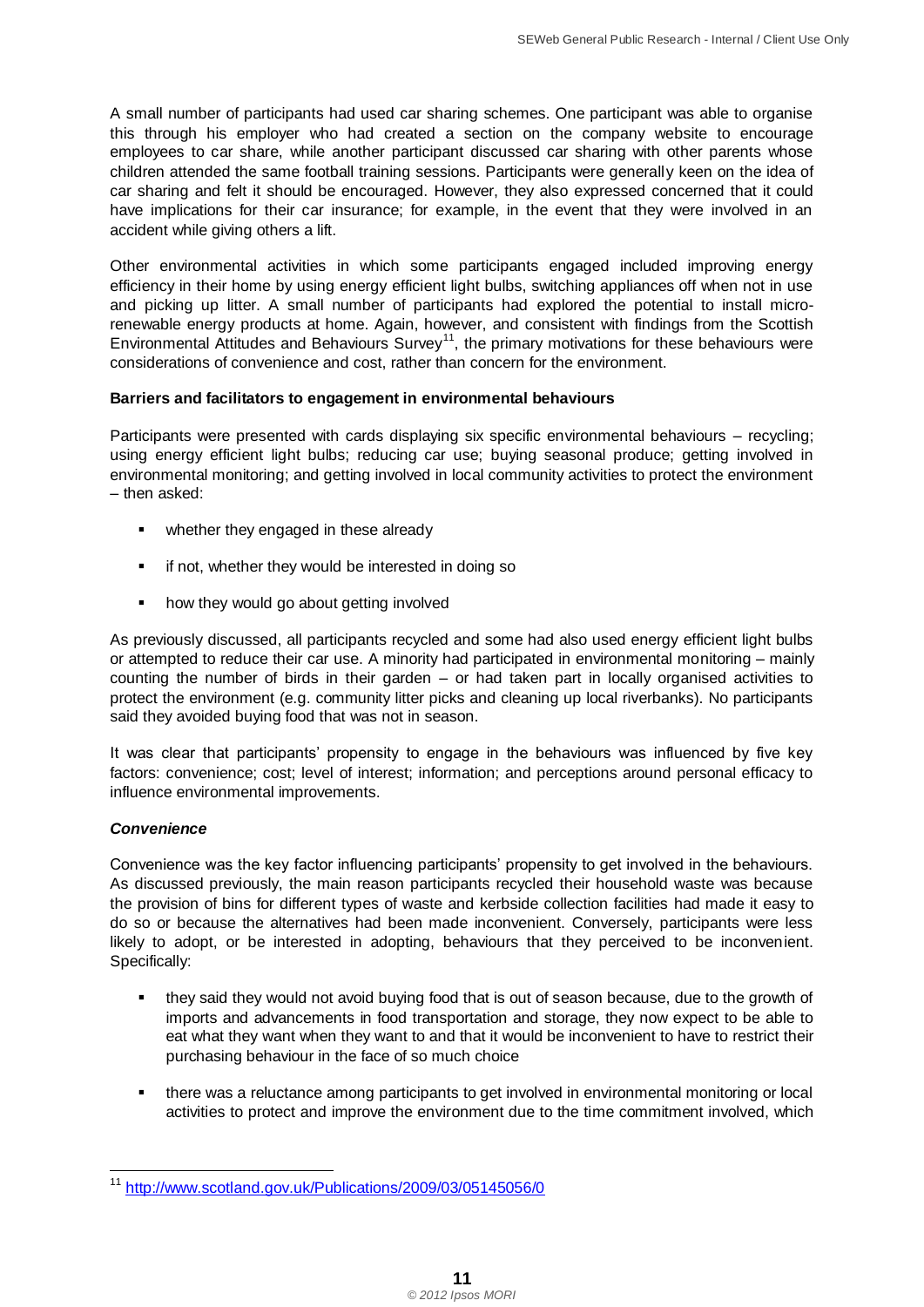A small number of participants had used car sharing schemes. One participant was able to organise this through his employer who had created a section on the company website to encourage employees to car share, while another participant discussed car sharing with other parents whose children attended the same football training sessions. Participants were generally keen on the idea of car sharing and felt it should be encouraged. However, they also expressed concerned that it could have implications for their car insurance; for example, in the event that they were involved in an accident while giving others a lift.

Other environmental activities in which some participants engaged included improving energy efficiency in their home by using energy efficient light bulbs, switching appliances off when not in use and picking up litter. A small number of participants had explored the potential to install micro-renewable energy products at home. Again, however, and consistent with findings from the Scottish Environmental Attitudes and Behaviours Survey[11], the primary motivations for these behaviours were considerations of convenience and cost, rather than concern for the environment.

**Barriers and facilitators to engagement in environmental behaviours**

Participants were presented with cards displaying six specific environmental behaviours – recycling; using energy efficient light bulbs; reducing car use; buying seasonal produce; getting involved in environmental monitoring; and getting involved in local community activities to protect the environment – then asked:

- whether they engaged in these already
- if not, whether they would be interested in doing so
- how they would go about getting involved

As previously discussed, all participants recycled and some had also used energy efficient light bulbs or attempted to reduce their car use. A minority had participated in environmental monitoring – mainly counting the number of birds in their garden – or had taken part in locally organised activities to protect the environment (e.g. community litter picks and cleaning up local riverbanks). No participants said they avoided buying food that was not in season.

It was clear that participants' propensity to engage in the behaviours was influenced by five key factors: convenience; cost; level of interest; information; and perceptions around personal efficacy to influence environmental improvements.

***Convenience***

Convenience was the key factor influencing participants' propensity to get involved in the behaviours. As discussed previously, the main reason participants recycled their household waste was because the provision of bins for different types of waste and kerbside collection facilities had made it easy to do so or because the alternatives had been made inconvenient. Conversely, participants were less likely to adopt, or be interested in adopting, behaviours that they perceived to be inconvenient. Specifically:

- they said they would not avoid buying food that is out of season because, due to the growth of imports and advancements in food transportation and storage, they now expect to be able to eat what they want when they want to and that it would be inconvenient to have to restrict their purchasing behaviour in the face of so much choice
- there was a reluctance among participants to get involved in environmental monitoring or local activities to protect and improve the environment due to the time commitment involved, which

[11] http://www.scotland.gov.uk/Publications/2009/03/05145056/0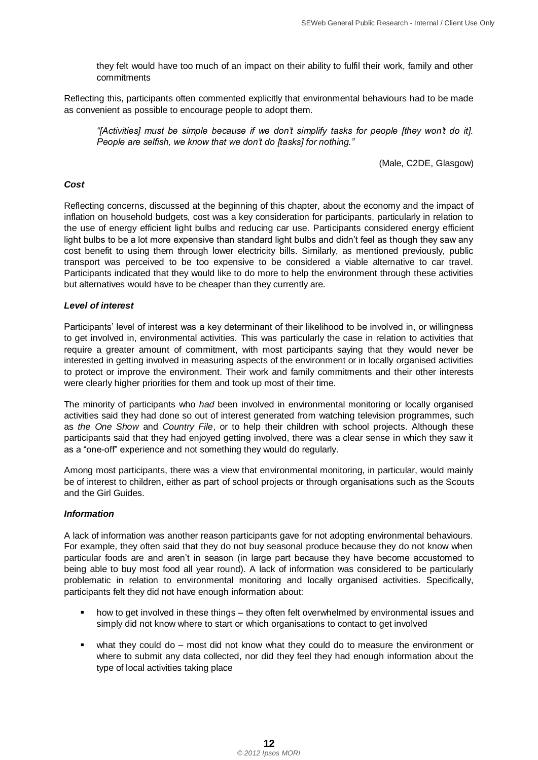they felt would have too much of an impact on their ability to fulfil their work, family and other commitments

Reflecting this, participants often commented explicitly that environmental behaviours had to be made as convenient as possible to encourage people to adopt them.

> *"[Activities] must be simple because if we don't simplify tasks for people [they won't do it]. People are selfish, we know that we don't do [tasks] for nothing."*
>
> (Male, C2DE, Glasgow)

#### *Cost*

Reflecting concerns, discussed at the beginning of this chapter, about the economy and the impact of inflation on household budgets, cost was a key consideration for participants, particularly in relation to the use of energy efficient light bulbs and reducing car use. Participants considered energy efficient light bulbs to be a lot more expensive than standard light bulbs and didn't feel as though they saw any cost benefit to using them through lower electricity bills. Similarly, as mentioned previously, public transport was perceived to be too expensive to be considered a viable alternative to car travel. Participants indicated that they would like to do more to help the environment through these activities but alternatives would have to be cheaper than they currently are.

#### *Level of interest*

Participants' level of interest was a key determinant of their likelihood to be involved in, or willingness to get involved in, environmental activities. This was particularly the case in relation to activities that require a greater amount of commitment, with most participants saying that they would never be interested in getting involved in measuring aspects of the environment or in locally organised activities to protect or improve the environment. Their work and family commitments and their other interests were clearly higher priorities for them and took up most of their time.

The minority of participants who *had* been involved in environmental monitoring or locally organised activities said they had done so out of interest generated from watching television programmes, such as *the One Show* and *Country File*, or to help their children with school projects. Although these participants said that they had enjoyed getting involved, there was a clear sense in which they saw it as a "one-off" experience and not something they would do regularly.

Among most participants, there was a view that environmental monitoring, in particular, would mainly be of interest to children, either as part of school projects or through organisations such as the Scouts and the Girl Guides.

#### *Information*

A lack of information was another reason participants gave for not adopting environmental behaviours. For example, they often said that they do not buy seasonal produce because they do not know when particular foods are and aren't in season (in large part because they have become accustomed to being able to buy most food all year round). A lack of information was considered to be particularly problematic in relation to environmental monitoring and locally organised activities. Specifically, participants felt they did not have enough information about:

- how to get involved in these things – they often felt overwhelmed by environmental issues and simply did not know where to start or which organisations to contact to get involved
- what they could do – most did not know what they could do to measure the environment or where to submit any data collected, nor did they feel they had enough information about the type of local activities taking place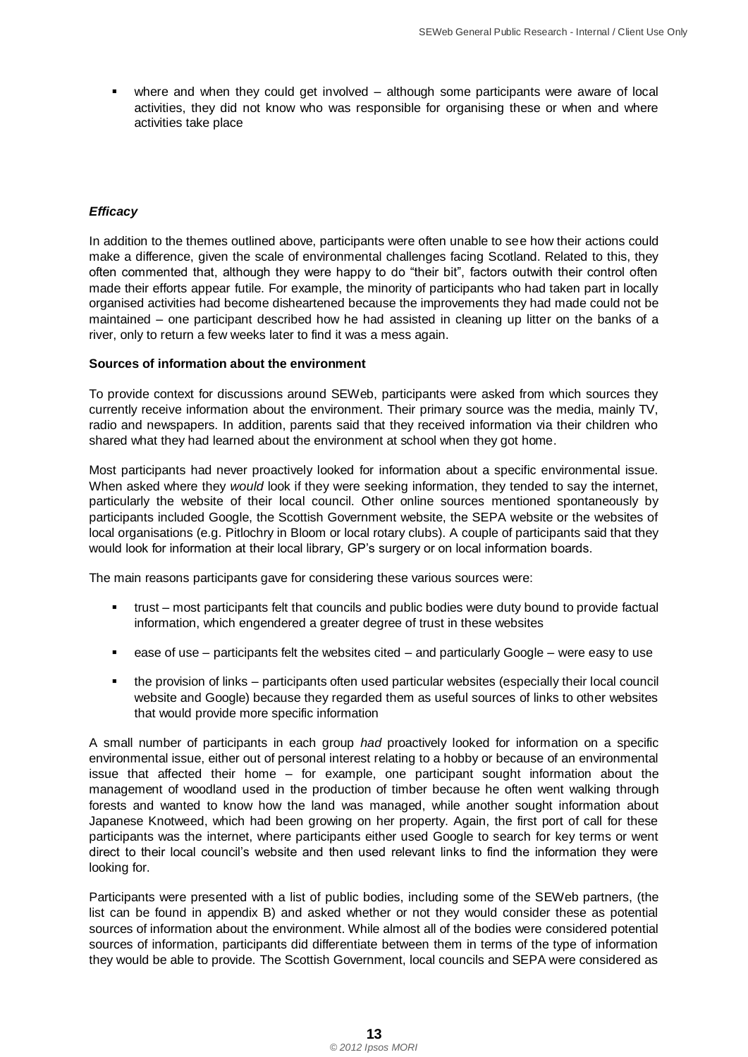- where and when they could get involved – although some participants were aware of local activities, they did not know who was responsible for organising these or when and where activities take place

### *Efficacy*

In addition to the themes outlined above, participants were often unable to see how their actions could make a difference, given the scale of environmental challenges facing Scotland. Related to this, they often commented that, although they were happy to do "their bit", factors outwith their control often made their efforts appear futile. For example, the minority of participants who had taken part in locally organised activities had become disheartened because the improvements they had made could not be maintained – one participant described how he had assisted in cleaning up litter on the banks of a river, only to return a few weeks later to find it was a mess again.

**Sources of information about the environment**

To provide context for discussions around SEWeb, participants were asked from which sources they currently receive information about the environment. Their primary source was the media, mainly TV, radio and newspapers. In addition, parents said that they received information via their children who shared what they had learned about the environment at school when they got home.

Most participants had never proactively looked for information about a specific environmental issue. When asked where they *would* look if they were seeking information, they tended to say the internet, particularly the website of their local council. Other online sources mentioned spontaneously by participants included Google, the Scottish Government website, the SEPA website or the websites of local organisations (e.g. Pitlochry in Bloom or local rotary clubs). A couple of participants said that they would look for information at their local library, GP's surgery or on local information boards.

The main reasons participants gave for considering these various sources were:

- trust – most participants felt that councils and public bodies were duty bound to provide factual information, which engendered a greater degree of trust in these websites
- ease of use – participants felt the websites cited – and particularly Google – were easy to use
- the provision of links – participants often used particular websites (especially their local council website and Google) because they regarded them as useful sources of links to other websites that would provide more specific information

A small number of participants in each group *had* proactively looked for information on a specific environmental issue, either out of personal interest relating to a hobby or because of an environmental issue that affected their home – for example, one participant sought information about the management of woodland used in the production of timber because he often went walking through forests and wanted to know how the land was managed, while another sought information about Japanese Knotweed, which had been growing on her property. Again, the first port of call for these participants was the internet, where participants either used Google to search for key terms or went direct to their local council's website and then used relevant links to find the information they were looking for.

Participants were presented with a list of public bodies, including some of the SEWeb partners, (the list can be found in appendix B) and asked whether or not they would consider these as potential sources of information about the environment. While almost all of the bodies were considered potential sources of information, participants did differentiate between them in terms of the type of information they would be able to provide. The Scottish Government, local councils and SEPA were considered as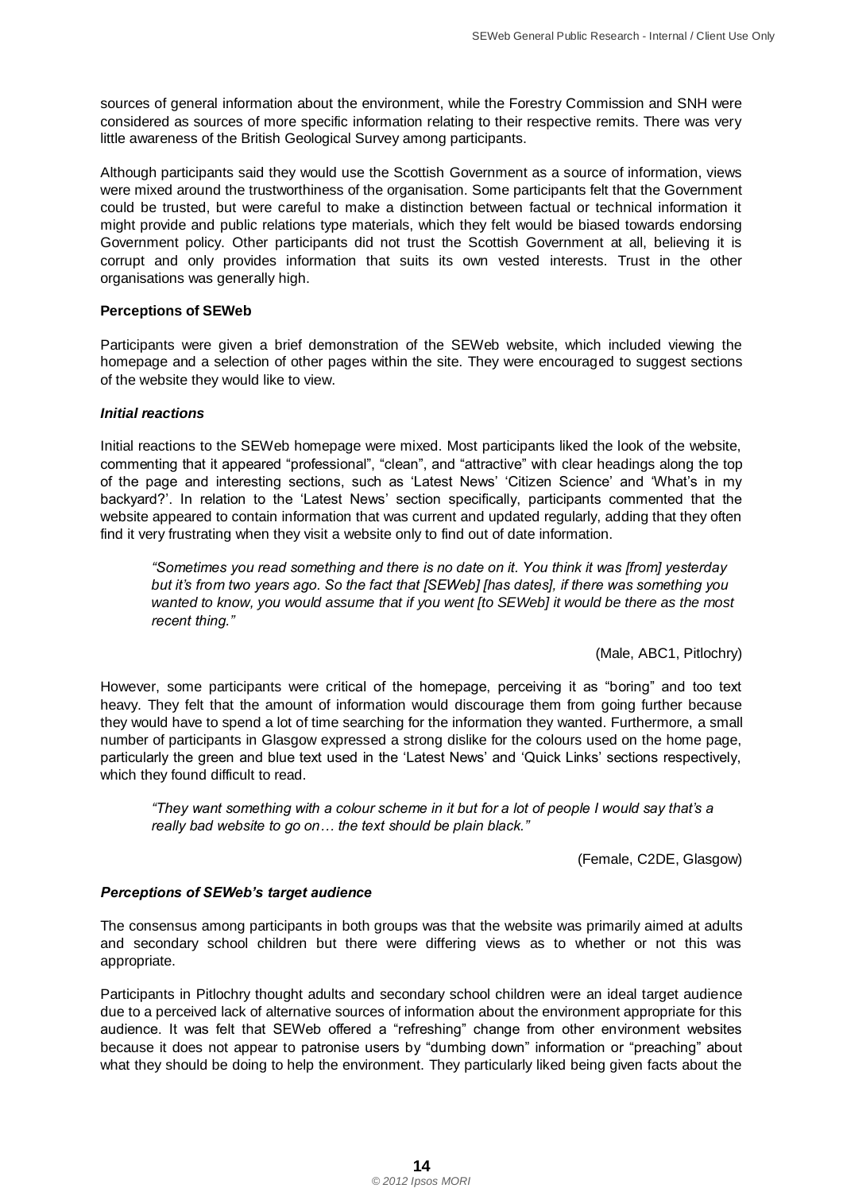sources of general information about the environment, while the Forestry Commission and SNH were considered as sources of more specific information relating to their respective remits. There was very little awareness of the British Geological Survey among participants.

Although participants said they would use the Scottish Government as a source of information, views were mixed around the trustworthiness of the organisation. Some participants felt that the Government could be trusted, but were careful to make a distinction between factual or technical information it might provide and public relations type materials, which they felt would be biased towards endorsing Government policy. Other participants did not trust the Scottish Government at all, believing it is corrupt and only provides information that suits its own vested interests. Trust in the other organisations was generally high.

**Perceptions of SEWeb**

Participants were given a brief demonstration of the SEWeb website, which included viewing the homepage and a selection of other pages within the site. They were encouraged to suggest sections of the website they would like to view.

***Initial reactions***

Initial reactions to the SEWeb homepage were mixed. Most participants liked the look of the website, commenting that it appeared "professional", "clean", and "attractive" with clear headings along the top of the page and interesting sections, such as 'Latest News' 'Citizen Science' and 'What's in my backyard?'. In relation to the 'Latest News' section specifically, participants commented that the website appeared to contain information that was current and updated regularly, adding that they often find it very frustrating when they visit a website only to find out of date information.

> *"Sometimes you read something and there is no date on it. You think it was [from] yesterday but it's from two years ago. So the fact that [SEWeb] [has dates], if there was something you wanted to know, you would assume that if you went [to SEWeb] it would be there as the most recent thing."*
>
> (Male, ABC1, Pitlochry)

However, some participants were critical of the homepage, perceiving it as "boring" and too text heavy. They felt that the amount of information would discourage them from going further because they would have to spend a lot of time searching for the information they wanted. Furthermore, a small number of participants in Glasgow expressed a strong dislike for the colours used on the home page, particularly the green and blue text used in the 'Latest News' and 'Quick Links' sections respectively, which they found difficult to read.

> *"They want something with a colour scheme in it but for a lot of people I would say that's a really bad website to go on… the text should be plain black."*
>
> (Female, C2DE, Glasgow)

***Perceptions of SEWeb's target audience***

The consensus among participants in both groups was that the website was primarily aimed at adults and secondary school children but there were differing views as to whether or not this was appropriate.

Participants in Pitlochry thought adults and secondary school children were an ideal target audience due to a perceived lack of alternative sources of information about the environment appropriate for this audience. It was felt that SEWeb offered a "refreshing" change from other environment websites because it does not appear to patronise users by "dumbing down" information or "preaching" about what they should be doing to help the environment. They particularly liked being given facts about the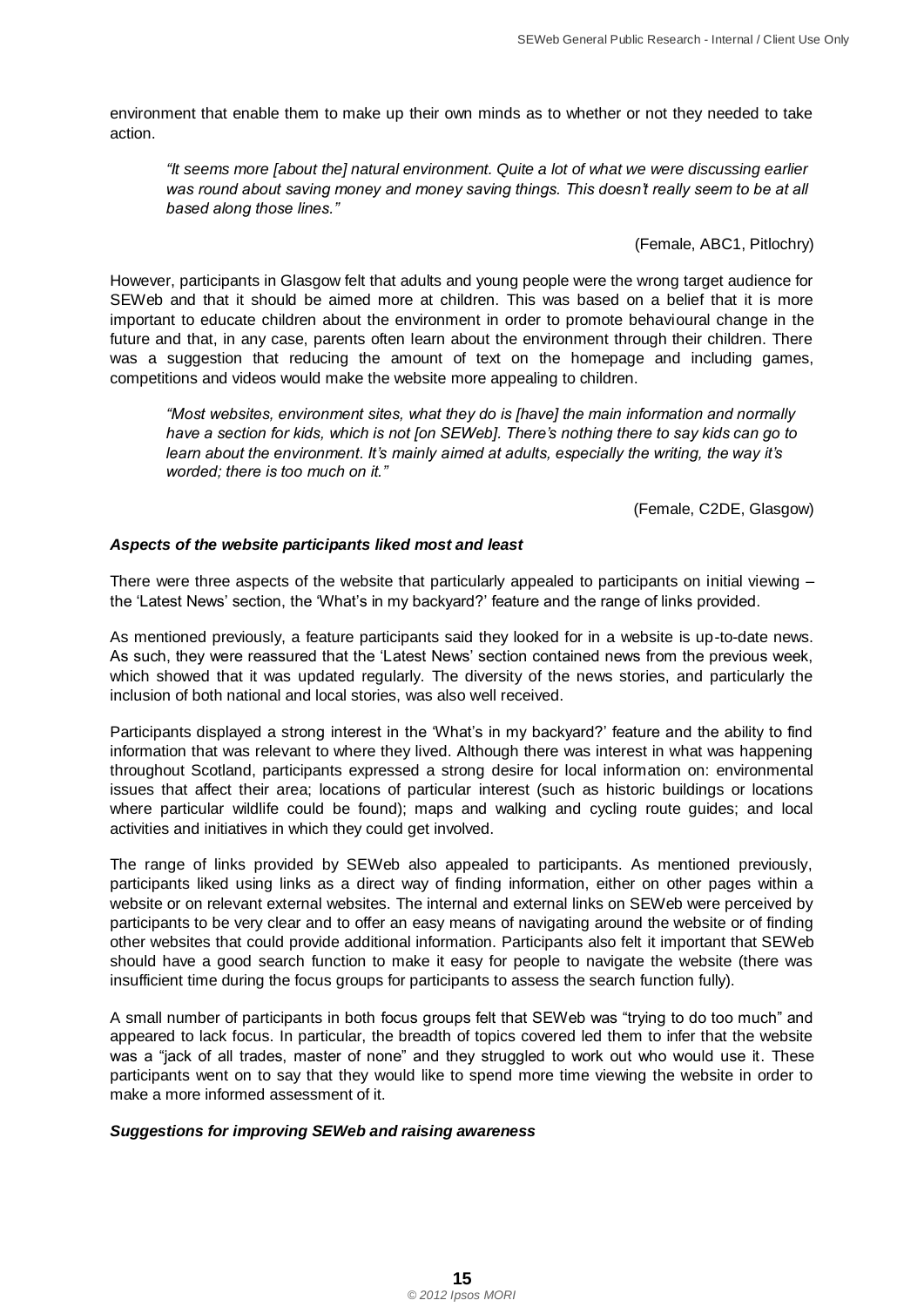environment that enable them to make up their own minds as to whether or not they needed to take action.

> *"It seems more [about the] natural environment. Quite a lot of what we were discussing earlier was round about saving money and money saving things. This doesn't really seem to be at all based along those lines."*
>
> (Female, ABC1, Pitlochry)

However, participants in Glasgow felt that adults and young people were the wrong target audience for SEWeb and that it should be aimed more at children. This was based on a belief that it is more important to educate children about the environment in order to promote behavioural change in the future and that, in any case, parents often learn about the environment through their children. There was a suggestion that reducing the amount of text on the homepage and including games, competitions and videos would make the website more appealing to children.

> *"Most websites, environment sites, what they do is [have] the main information and normally have a section for kids, which is not [on SEWeb]. There's nothing there to say kids can go to learn about the environment. It's mainly aimed at adults, especially the writing, the way it's worded; there is too much on it."*
>
> (Female, C2DE, Glasgow)

***Aspects of the website participants liked most and least***

There were three aspects of the website that particularly appealed to participants on initial viewing – the 'Latest News' section, the 'What's in my backyard?' feature and the range of links provided.

As mentioned previously, a feature participants said they looked for in a website is up-to-date news. As such, they were reassured that the 'Latest News' section contained news from the previous week, which showed that it was updated regularly. The diversity of the news stories, and particularly the inclusion of both national and local stories, was also well received.

Participants displayed a strong interest in the 'What's in my backyard?' feature and the ability to find information that was relevant to where they lived. Although there was interest in what was happening throughout Scotland, participants expressed a strong desire for local information on: environmental issues that affect their area; locations of particular interest (such as historic buildings or locations where particular wildlife could be found); maps and walking and cycling route guides; and local activities and initiatives in which they could get involved.

The range of links provided by SEWeb also appealed to participants. As mentioned previously, participants liked using links as a direct way of finding information, either on other pages within a website or on relevant external websites. The internal and external links on SEWeb were perceived by participants to be very clear and to offer an easy means of navigating around the website or of finding other websites that could provide additional information. Participants also felt it important that SEWeb should have a good search function to make it easy for people to navigate the website (there was insufficient time during the focus groups for participants to assess the search function fully).

A small number of participants in both focus groups felt that SEWeb was "trying to do too much" and appeared to lack focus. In particular, the breadth of topics covered led them to infer that the website was a "jack of all trades, master of none" and they struggled to work out who would use it. These participants went on to say that they would like to spend more time viewing the website in order to make a more informed assessment of it.

***Suggestions for improving SEWeb and raising awareness***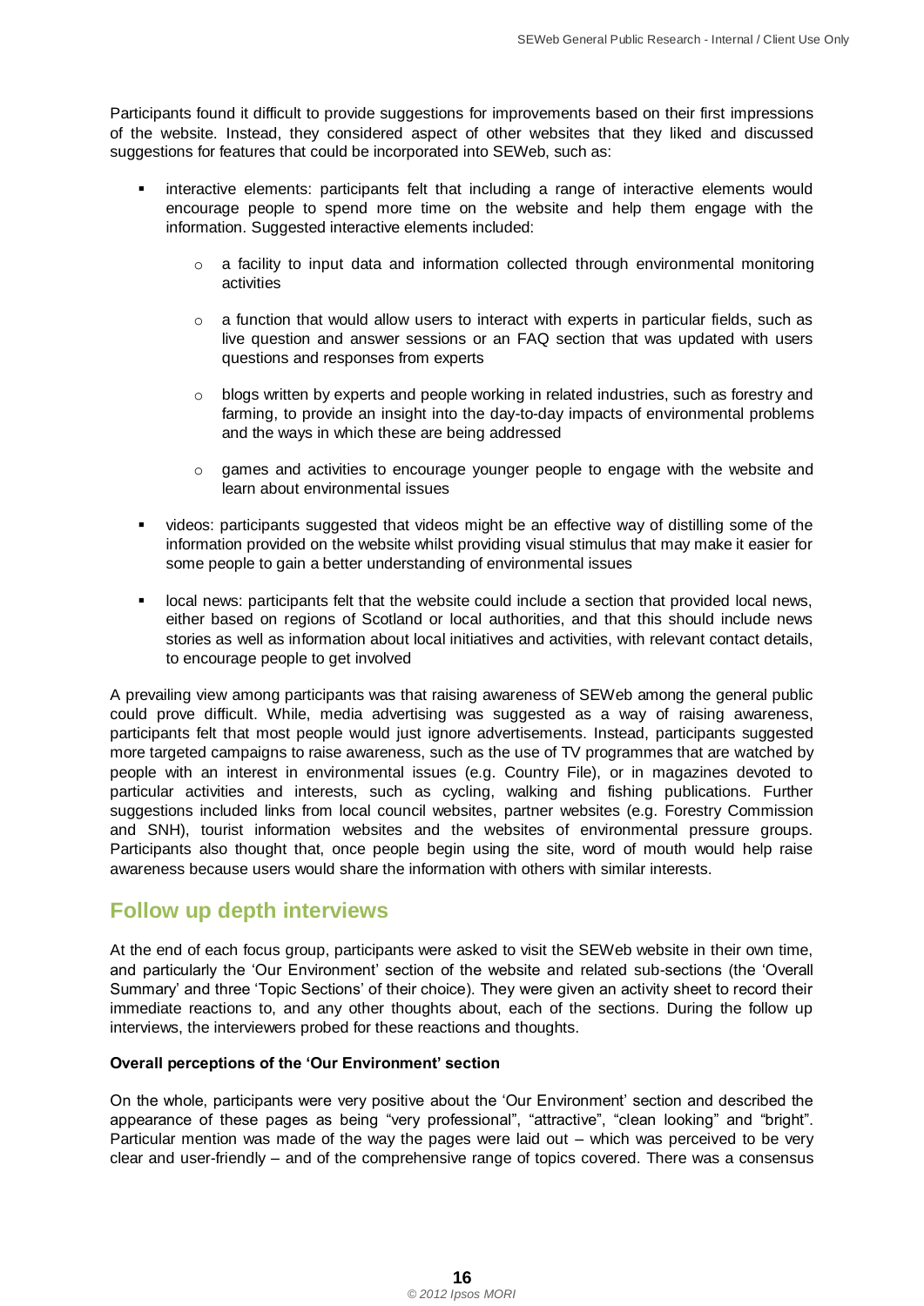Participants found it difficult to provide suggestions for improvements based on their first impressions of the website. Instead, they considered aspect of other websites that they liked and discussed suggestions for features that could be incorporated into SEWeb, such as:

- interactive elements: participants felt that including a range of interactive elements would encourage people to spend more time on the website and help them engage with the information. Suggested interactive elements included:
  - a facility to input data and information collected through environmental monitoring activities
  - a function that would allow users to interact with experts in particular fields, such as live question and answer sessions or an FAQ section that was updated with users questions and responses from experts
  - blogs written by experts and people working in related industries, such as forestry and farming, to provide an insight into the day-to-day impacts of environmental problems and the ways in which these are being addressed
  - games and activities to encourage younger people to engage with the website and learn about environmental issues
- videos: participants suggested that videos might be an effective way of distilling some of the information provided on the website whilst providing visual stimulus that may make it easier for some people to gain a better understanding of environmental issues
- local news: participants felt that the website could include a section that provided local news, either based on regions of Scotland or local authorities, and that this should include news stories as well as information about local initiatives and activities, with relevant contact details, to encourage people to get involved

A prevailing view among participants was that raising awareness of SEWeb among the general public could prove difficult. While, media advertising was suggested as a way of raising awareness, participants felt that most people would just ignore advertisements. Instead, participants suggested more targeted campaigns to raise awareness, such as the use of TV programmes that are watched by people with an interest in environmental issues (e.g. Country File), or in magazines devoted to particular activities and interests, such as cycling, walking and fishing publications. Further suggestions included links from local council websites, partner websites (e.g. Forestry Commission and SNH), tourist information websites and the websites of environmental pressure groups. Participants also thought that, once people begin using the site, word of mouth would help raise awareness because users would share the information with others with similar interests.

## Follow up depth interviews

At the end of each focus group, participants were asked to visit the SEWeb website in their own time, and particularly the 'Our Environment' section of the website and related sub-sections (the 'Overall Summary' and three 'Topic Sections' of their choice). They were given an activity sheet to record their immediate reactions to, and any other thoughts about, each of the sections. During the follow up interviews, the interviewers probed for these reactions and thoughts.

**Overall perceptions of the 'Our Environment' section**

On the whole, participants were very positive about the 'Our Environment' section and described the appearance of these pages as being "very professional", "attractive", "clean looking" and "bright". Particular mention was made of the way the pages were laid out – which was perceived to be very clear and user-friendly – and of the comprehensive range of topics covered. There was a consensus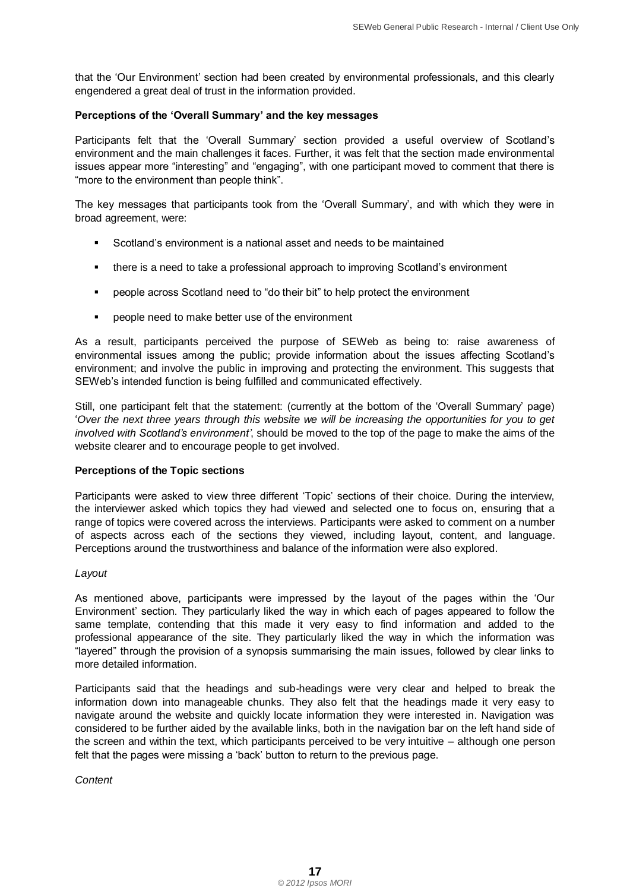that the 'Our Environment' section had been created by environmental professionals, and this clearly engendered a great deal of trust in the information provided.

**Perceptions of the 'Overall Summary' and the key messages**

Participants felt that the 'Overall Summary' section provided a useful overview of Scotland's environment and the main challenges it faces. Further, it was felt that the section made environmental issues appear more "interesting" and "engaging", with one participant moved to comment that there is "more to the environment than people think".

The key messages that participants took from the 'Overall Summary', and with which they were in broad agreement, were:

- Scotland's environment is a national asset and needs to be maintained
- there is a need to take a professional approach to improving Scotland's environment
- people across Scotland need to "do their bit" to help protect the environment
- people need to make better use of the environment

As a result, participants perceived the purpose of SEWeb as being to: raise awareness of environmental issues among the public; provide information about the issues affecting Scotland's environment; and involve the public in improving and protecting the environment. This suggests that SEWeb's intended function is being fulfilled and communicated effectively.

Still, one participant felt that the statement: (currently at the bottom of the 'Overall Summary' page) '*Over the next three years through this website we will be increasing the opportunities for you to get involved with Scotland's environment'*, should be moved to the top of the page to make the aims of the website clearer and to encourage people to get involved.

**Perceptions of the Topic sections**

Participants were asked to view three different 'Topic' sections of their choice. During the interview, the interviewer asked which topics they had viewed and selected one to focus on, ensuring that a range of topics were covered across the interviews. Participants were asked to comment on a number of aspects across each of the sections they viewed, including layout, content, and language. Perceptions around the trustworthiness and balance of the information were also explored.

*Layout*

As mentioned above, participants were impressed by the layout of the pages within the 'Our Environment' section. They particularly liked the way in which each of pages appeared to follow the same template, contending that this made it very easy to find information and added to the professional appearance of the site. They particularly liked the way in which the information was "layered" through the provision of a synopsis summarising the main issues, followed by clear links to more detailed information.

Participants said that the headings and sub-headings were very clear and helped to break the information down into manageable chunks. They also felt that the headings made it very easy to navigate around the website and quickly locate information they were interested in. Navigation was considered to be further aided by the available links, both in the navigation bar on the left hand side of the screen and within the text, which participants perceived to be very intuitive – although one person felt that the pages were missing a 'back' button to return to the previous page.

*Content*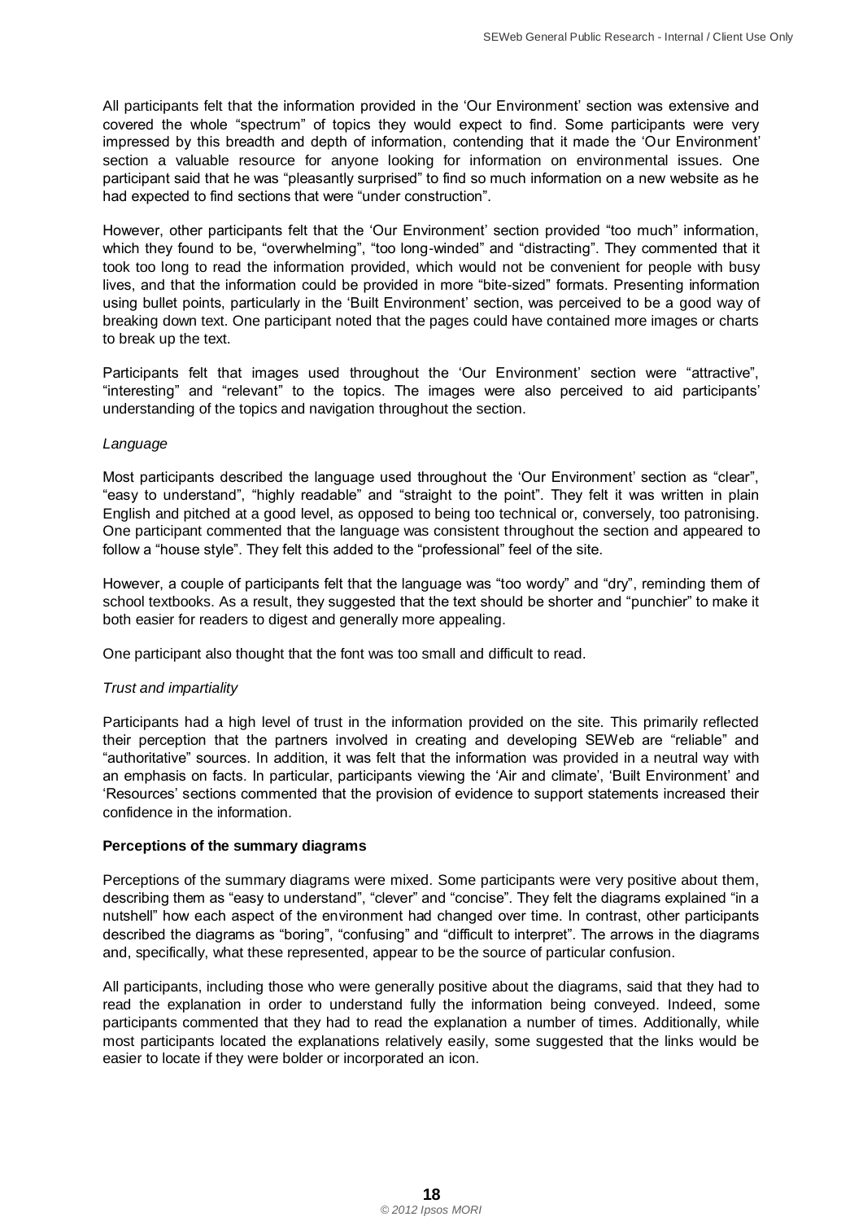All participants felt that the information provided in the 'Our Environment' section was extensive and covered the whole "spectrum" of topics they would expect to find. Some participants were very impressed by this breadth and depth of information, contending that it made the 'Our Environment' section a valuable resource for anyone looking for information on environmental issues. One participant said that he was "pleasantly surprised" to find so much information on a new website as he had expected to find sections that were "under construction".

However, other participants felt that the 'Our Environment' section provided "too much" information, which they found to be, "overwhelming", "too long-winded" and "distracting". They commented that it took too long to read the information provided, which would not be convenient for people with busy lives, and that the information could be provided in more "bite-sized" formats. Presenting information using bullet points, particularly in the 'Built Environment' section, was perceived to be a good way of breaking down text. One participant noted that the pages could have contained more images or charts to break up the text.

Participants felt that images used throughout the 'Our Environment' section were "attractive", "interesting" and "relevant" to the topics. The images were also perceived to aid participants' understanding of the topics and navigation throughout the section.

*Language*

Most participants described the language used throughout the 'Our Environment' section as "clear", "easy to understand", "highly readable" and "straight to the point". They felt it was written in plain English and pitched at a good level, as opposed to being too technical or, conversely, too patronising. One participant commented that the language was consistent throughout the section and appeared to follow a "house style". They felt this added to the "professional" feel of the site.

However, a couple of participants felt that the language was "too wordy" and "dry", reminding them of school textbooks. As a result, they suggested that the text should be shorter and "punchier" to make it both easier for readers to digest and generally more appealing.

One participant also thought that the font was too small and difficult to read.

*Trust and impartiality*

Participants had a high level of trust in the information provided on the site. This primarily reflected their perception that the partners involved in creating and developing SEWeb are "reliable" and "authoritative" sources. In addition, it was felt that the information was provided in a neutral way with an emphasis on facts. In particular, participants viewing the 'Air and climate', 'Built Environment' and 'Resources' sections commented that the provision of evidence to support statements increased their confidence in the information.

**Perceptions of the summary diagrams**

Perceptions of the summary diagrams were mixed. Some participants were very positive about them, describing them as "easy to understand", "clever" and "concise". They felt the diagrams explained "in a nutshell" how each aspect of the environment had changed over time. In contrast, other participants described the diagrams as "boring", "confusing" and "difficult to interpret". The arrows in the diagrams and, specifically, what these represented, appear to be the source of particular confusion.

All participants, including those who were generally positive about the diagrams, said that they had to read the explanation in order to understand fully the information being conveyed. Indeed, some participants commented that they had to read the explanation a number of times. Additionally, while most participants located the explanations relatively easily, some suggested that the links would be easier to locate if they were bolder or incorporated an icon.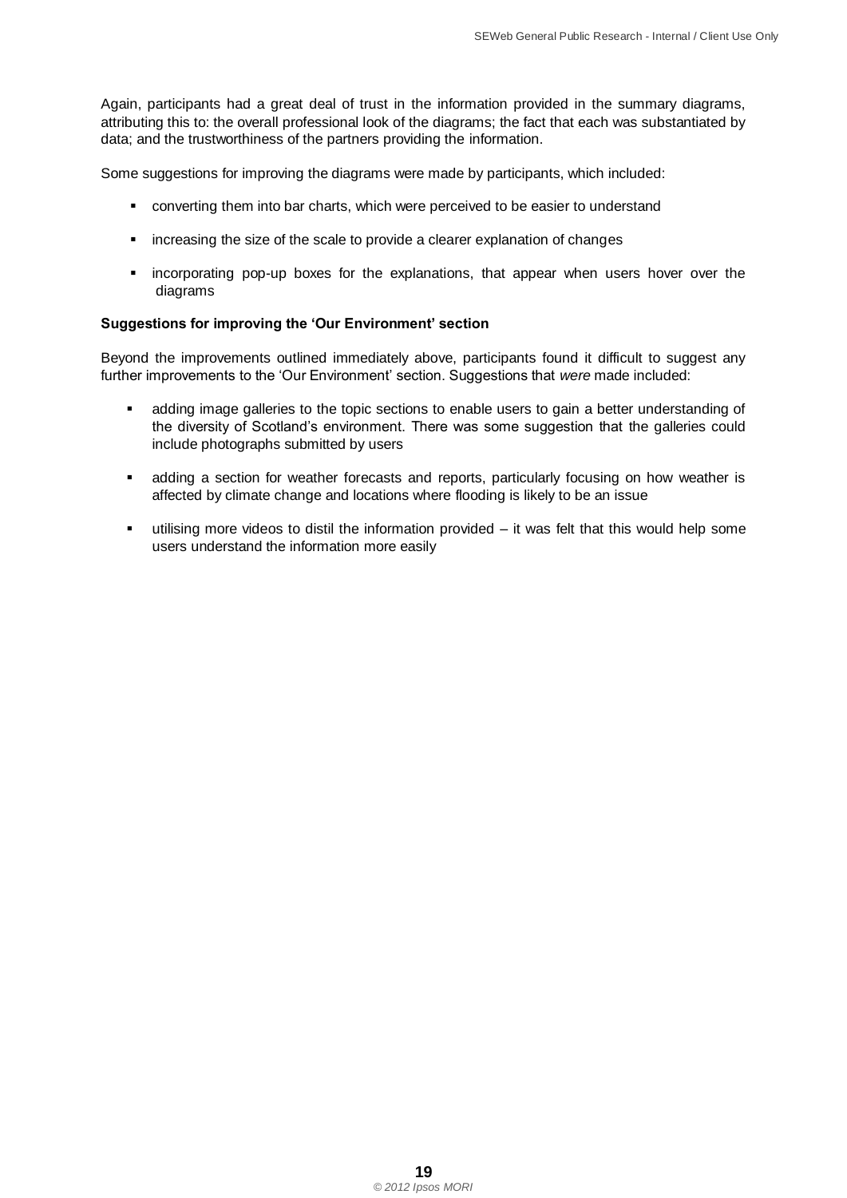Again, participants had a great deal of trust in the information provided in the summary diagrams, attributing this to: the overall professional look of the diagrams; the fact that each was substantiated by data; and the trustworthiness of the partners providing the information.

Some suggestions for improving the diagrams were made by participants, which included:

- converting them into bar charts, which were perceived to be easier to understand
- increasing the size of the scale to provide a clearer explanation of changes
- incorporating pop-up boxes for the explanations, that appear when users hover over the diagrams

**Suggestions for improving the 'Our Environment' section**

Beyond the improvements outlined immediately above, participants found it difficult to suggest any further improvements to the 'Our Environment' section. Suggestions that *were* made included:

- adding image galleries to the topic sections to enable users to gain a better understanding of the diversity of Scotland's environment. There was some suggestion that the galleries could include photographs submitted by users
- adding a section for weather forecasts and reports, particularly focusing on how weather is affected by climate change and locations where flooding is likely to be an issue
- utilising more videos to distil the information provided – it was felt that this would help some users understand the information more easily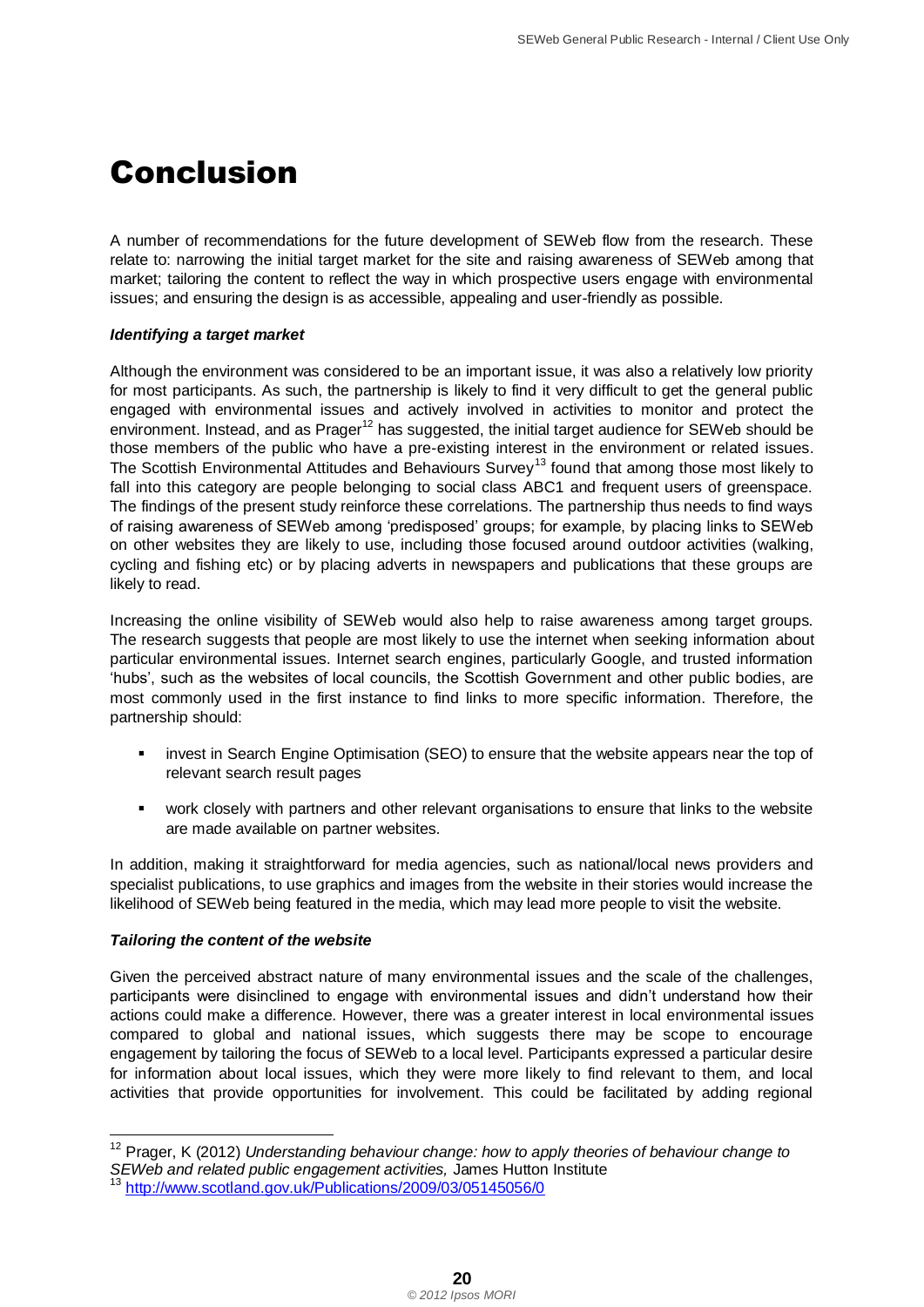# Conclusion

A number of recommendations for the future development of SEWeb flow from the research. These relate to: narrowing the initial target market for the site and raising awareness of SEWeb among that market; tailoring the content to reflect the way in which prospective users engage with environmental issues; and ensuring the design is as accessible, appealing and user-friendly as possible.

***Identifying a target market***

Although the environment was considered to be an important issue, it was also a relatively low priority for most participants. As such, the partnership is likely to find it very difficult to get the general public engaged with environmental issues and actively involved in activities to monitor and protect the environment. Instead, and as Prager[12] has suggested, the initial target audience for SEWeb should be those members of the public who have a pre-existing interest in the environment or related issues. The Scottish Environmental Attitudes and Behaviours Survey[13] found that among those most likely to fall into this category are people belonging to social class ABC1 and frequent users of greenspace. The findings of the present study reinforce these correlations. The partnership thus needs to find ways of raising awareness of SEWeb among 'predisposed' groups; for example, by placing links to SEWeb on other websites they are likely to use, including those focused around outdoor activities (walking, cycling and fishing etc) or by placing adverts in newspapers and publications that these groups are likely to read.

Increasing the online visibility of SEWeb would also help to raise awareness among target groups. The research suggests that people are most likely to use the internet when seeking information about particular environmental issues. Internet search engines, particularly Google, and trusted information 'hubs', such as the websites of local councils, the Scottish Government and other public bodies, are most commonly used in the first instance to find links to more specific information. Therefore, the partnership should:

- invest in Search Engine Optimisation (SEO) to ensure that the website appears near the top of relevant search result pages
- work closely with partners and other relevant organisations to ensure that links to the website are made available on partner websites.

In addition, making it straightforward for media agencies, such as national/local news providers and specialist publications, to use graphics and images from the website in their stories would increase the likelihood of SEWeb being featured in the media, which may lead more people to visit the website.

***Tailoring the content of the website***

Given the perceived abstract nature of many environmental issues and the scale of the challenges, participants were disinclined to engage with environmental issues and didn't understand how their actions could make a difference. However, there was a greater interest in local environmental issues compared to global and national issues, which suggests there may be scope to encourage engagement by tailoring the focus of SEWeb to a local level. Participants expressed a particular desire for information about local issues, which they were more likely to find relevant to them, and local activities that provide opportunities for involvement. This could be facilitated by adding regional

---

[12] Prager, K (2012) *Understanding behaviour change: how to apply theories of behaviour change to SEWeb and related public engagement activities,* James Hutton Institute

[13] http://www.scotland.gov.uk/Publications/2009/03/05145056/0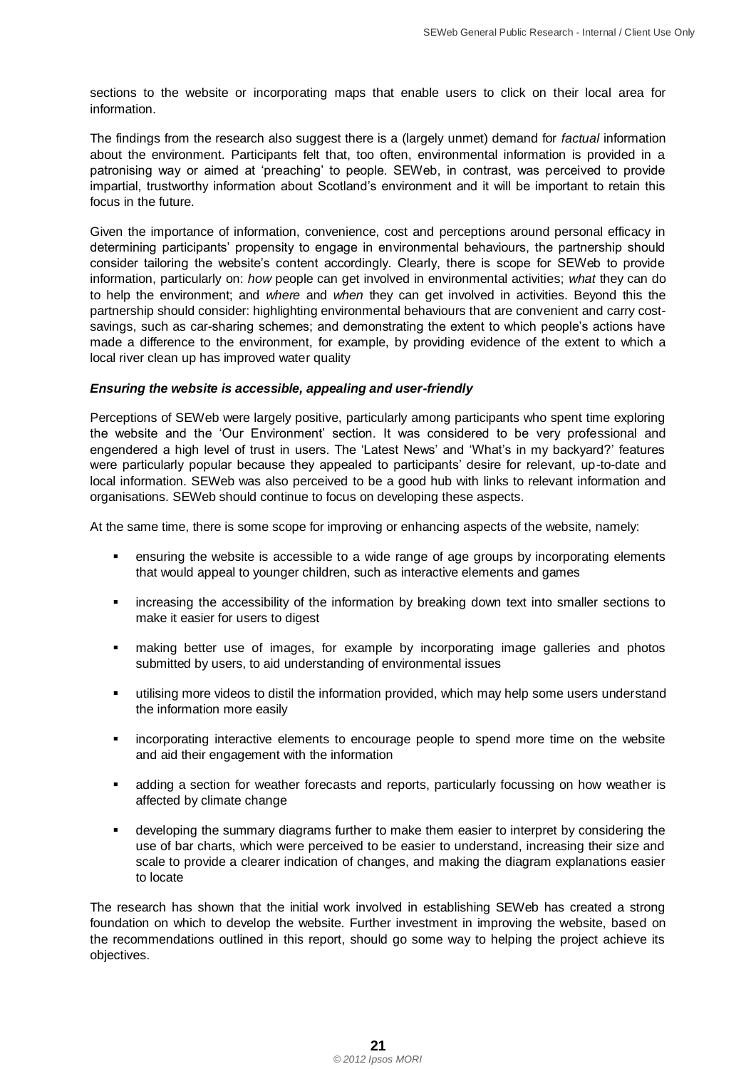sections to the website or incorporating maps that enable users to click on their local area for information.

The findings from the research also suggest there is a (largely unmet) demand for *factual* information about the environment. Participants felt that, too often, environmental information is provided in a patronising way or aimed at 'preaching' to people. SEWeb, in contrast, was perceived to provide impartial, trustworthy information about Scotland's environment and it will be important to retain this focus in the future.

Given the importance of information, convenience, cost and perceptions around personal efficacy in determining participants' propensity to engage in environmental behaviours, the partnership should consider tailoring the website's content accordingly. Clearly, there is scope for SEWeb to provide information, particularly on: *how* people can get involved in environmental activities; *what* they can do to help the environment; and *where* and *when* they can get involved in activities. Beyond this the partnership should consider: highlighting environmental behaviours that are convenient and carry cost-savings, such as car-sharing schemes; and demonstrating the extent to which people's actions have made a difference to the environment, for example, by providing evidence of the extent to which a local river clean up has improved water quality

***Ensuring the website is accessible, appealing and user-friendly***

Perceptions of SEWeb were largely positive, particularly among participants who spent time exploring the website and the 'Our Environment' section. It was considered to be very professional and engendered a high level of trust in users. The 'Latest News' and 'What's in my backyard?' features were particularly popular because they appealed to participants' desire for relevant, up-to-date and local information. SEWeb was also perceived to be a good hub with links to relevant information and organisations. SEWeb should continue to focus on developing these aspects.

At the same time, there is some scope for improving or enhancing aspects of the website, namely:

- ensuring the website is accessible to a wide range of age groups by incorporating elements that would appeal to younger children, such as interactive elements and games
- increasing the accessibility of the information by breaking down text into smaller sections to make it easier for users to digest
- making better use of images, for example by incorporating image galleries and photos submitted by users, to aid understanding of environmental issues
- utilising more videos to distil the information provided, which may help some users understand the information more easily
- incorporating interactive elements to encourage people to spend more time on the website and aid their engagement with the information
- adding a section for weather forecasts and reports, particularly focussing on how weather is affected by climate change
- developing the summary diagrams further to make them easier to interpret by considering the use of bar charts, which were perceived to be easier to understand, increasing their size and scale to provide a clearer indication of changes, and making the diagram explanations easier to locate

The research has shown that the initial work involved in establishing SEWeb has created a strong foundation on which to develop the website. Further investment in improving the website, based on the recommendations outlined in this report, should go some way to helping the project achieve its objectives.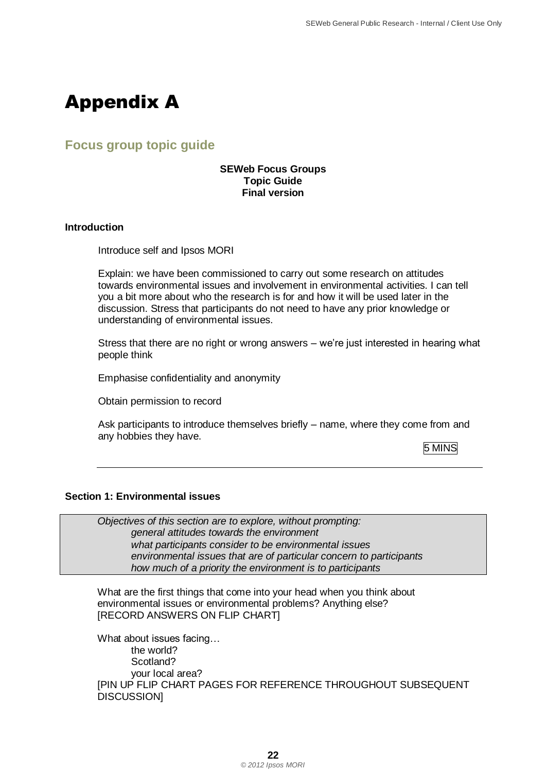# Appendix A

## Focus group topic guide

**SEWeb Focus Groups**
**Topic Guide**
**Final version**

**Introduction**

Introduce self and Ipsos MORI

Explain: we have been commissioned to carry out some research on attitudes towards environmental issues and involvement in environmental activities. I can tell you a bit more about who the research is for and how it will be used later in the discussion. Stress that participants do not need to have any prior knowledge or understanding of environmental issues.

Stress that there are no right or wrong answers – we're just interested in hearing what people think

Emphasise confidentiality and anonymity

Obtain permission to record

Ask participants to introduce themselves briefly – name, where they come from and any hobbies they have.

5 MINS

---

**Section 1: Environmental issues**

*Objectives of this section are to explore, without prompting:*
- *general attitudes towards the environment*
- *what participants consider to be environmental issues*
- *environmental issues that are of particular concern to participants*
- *how much of a priority the environment is to participants*

What are the first things that come into your head when you think about environmental issues or environmental problems? Anything else? [RECORD ANSWERS ON FLIP CHART]

What about issues facing…
- the world?
- Scotland?
- your local area?

[PIN UP FLIP CHART PAGES FOR REFERENCE THROUGHOUT SUBSEQUENT DISCUSSION]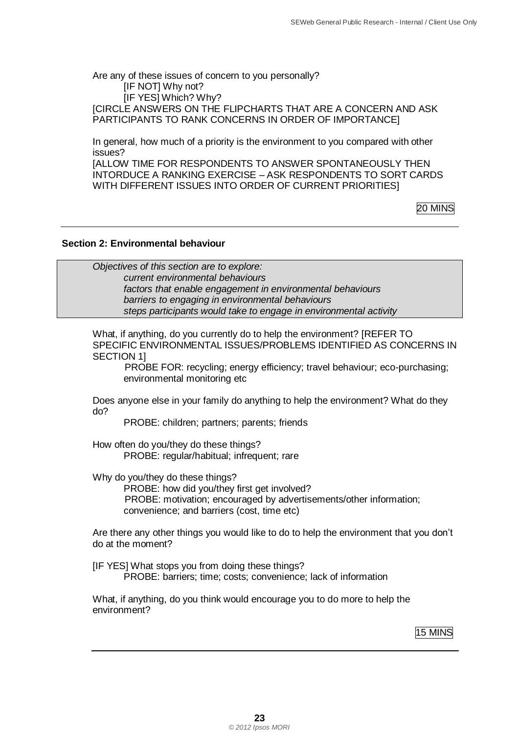Are any of these issues of concern to you personally?

[IF NOT] Why not?

[IF YES] Which? Why?

[CIRCLE ANSWERS ON THE FLIPCHARTS THAT ARE A CONCERN AND ASK PARTICIPANTS TO RANK CONCERNS IN ORDER OF IMPORTANCE]

In general, how much of a priority is the environment to you compared with other issues?

[ALLOW TIME FOR RESPONDENTS TO ANSWER SPONTANEOUSLY THEN INTORDUCE A RANKING EXERCISE – ASK RESPONDENTS TO SORT CARDS WITH DIFFERENT ISSUES INTO ORDER OF CURRENT PRIORITIES]

20 MINS

---

**Section 2: Environmental behaviour**

*Objectives of this section are to explore:*

- *current environmental behaviours*
- *factors that enable engagement in environmental behaviours*
- *barriers to engaging in environmental behaviours*
- *steps participants would take to engage in environmental activity*

What, if anything, do you currently do to help the environment? [REFER TO SPECIFIC ENVIRONMENTAL ISSUES/PROBLEMS IDENTIFIED AS CONCERNS IN SECTION 1]

PROBE FOR: recycling; energy efficiency; travel behaviour; eco-purchasing; environmental monitoring etc

Does anyone else in your family do anything to help the environment? What do they do?

PROBE: children; partners; parents; friends

How often do you/they do these things?

PROBE: regular/habitual; infrequent; rare

Why do you/they do these things?

PROBE: how did you/they first get involved?

PROBE: motivation; encouraged by advertisements/other information; convenience; and barriers (cost, time etc)

Are there any other things you would like to do to help the environment that you don't do at the moment?

[IF YES] What stops you from doing these things?

PROBE: barriers; time; costs; convenience; lack of information

What, if anything, do you think would encourage you to do more to help the environment?

15 MINS

---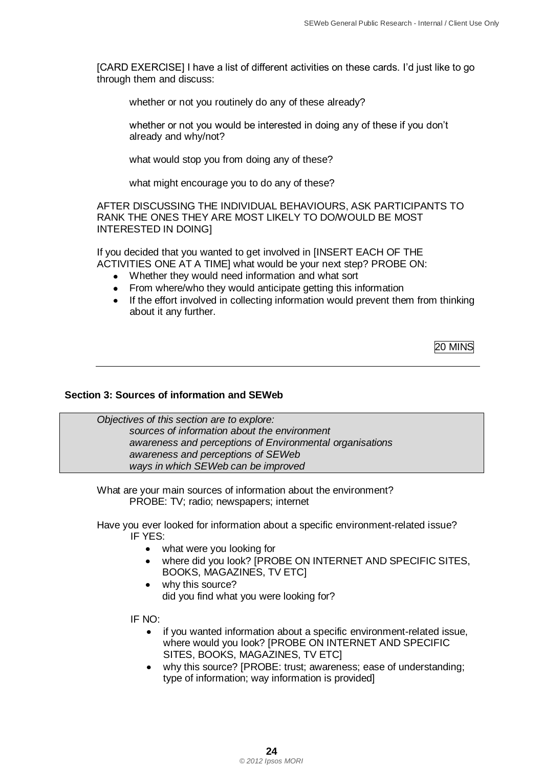[CARD EXERCISE] I have a list of different activities on these cards. I'd just like to go through them and discuss:

whether or not you routinely do any of these already?

whether or not you would be interested in doing any of these if you don't already and why/not?

what would stop you from doing any of these?

what might encourage you to do any of these?

AFTER DISCUSSING THE INDIVIDUAL BEHAVIOURS, ASK PARTICIPANTS TO RANK THE ONES THEY ARE MOST LIKELY TO DO/WOULD BE MOST INTERESTED IN DOING]

If you decided that you wanted to get involved in [INSERT EACH OF THE ACTIVITIES ONE AT A TIME] what would be your next step? PROBE ON:

- Whether they would need information and what sort
- From where/who they would anticipate getting this information
- If the effort involved in collecting information would prevent them from thinking about it any further.

20 MINS

---

**Section 3: Sources of information and SEWeb**

*Objectives of this section are to explore:*
*sources of information about the environment*
*awareness and perceptions of Environmental organisations*
*awareness and perceptions of SEWeb*
*ways in which SEWeb can be improved*

What are your main sources of information about the environment?
PROBE: TV; radio; newspapers; internet

Have you ever looked for information about a specific environment-related issue?
IF YES:

- what were you looking for
- where did you look? [PROBE ON INTERNET AND SPECIFIC SITES, BOOKS, MAGAZINES, TV ETC]
- why this source?
  did you find what you were looking for?

IF NO:

- if you wanted information about a specific environment-related issue, where would you look? [PROBE ON INTERNET AND SPECIFIC SITES, BOOKS, MAGAZINES, TV ETC]
- why this source? [PROBE: trust; awareness; ease of understanding; type of information; way information is provided]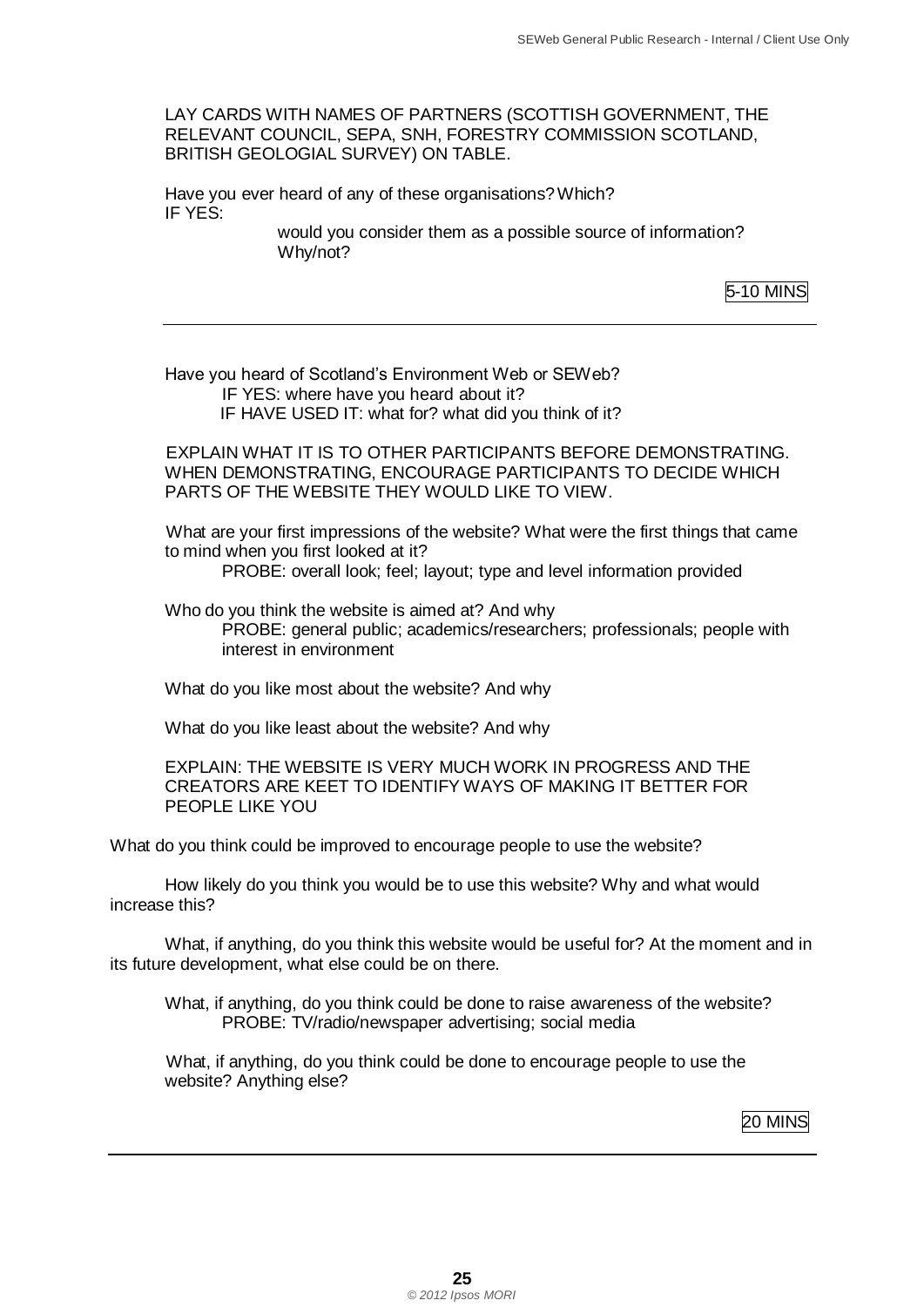LAY CARDS WITH NAMES OF PARTNERS (SCOTTISH GOVERNMENT, THE RELEVANT COUNCIL, SEPA, SNH, FORESTRY COMMISSION SCOTLAND, BRITISH GEOLOGIAL SURVEY) ON TABLE.

Have you ever heard of any of these organisations? Which?
IF YES:

would you consider them as a possible source of information? Why/not?

5-10 MINS

---

Have you heard of Scotland's Environment Web or SEWeb?
IF YES: where have you heard about it?
IF HAVE USED IT: what for? what did you think of it?

EXPLAIN WHAT IT IS TO OTHER PARTICIPANTS BEFORE DEMONSTRATING. WHEN DEMONSTRATING, ENCOURAGE PARTICIPANTS TO DECIDE WHICH PARTS OF THE WEBSITE THEY WOULD LIKE TO VIEW.

What are your first impressions of the website? What were the first things that came to mind when you first looked at it?
PROBE: overall look; feel; layout; type and level information provided

Who do you think the website is aimed at? And why
PROBE: general public; academics/researchers; professionals; people with interest in environment

What do you like most about the website? And why

What do you like least about the website? And why

EXPLAIN: THE WEBSITE IS VERY MUCH WORK IN PROGRESS AND THE CREATORS ARE KEET TO IDENTIFY WAYS OF MAKING IT BETTER FOR PEOPLE LIKE YOU

What do you think could be improved to encourage people to use the website?

How likely do you think you would be to use this website? Why and what would increase this?

What, if anything, do you think this website would be useful for? At the moment and in its future development, what else could be on there.

What, if anything, do you think could be done to raise awareness of the website?
PROBE: TV/radio/newspaper advertising; social media

What, if anything, do you think could be done to encourage people to use the website? Anything else?

20 MINS

---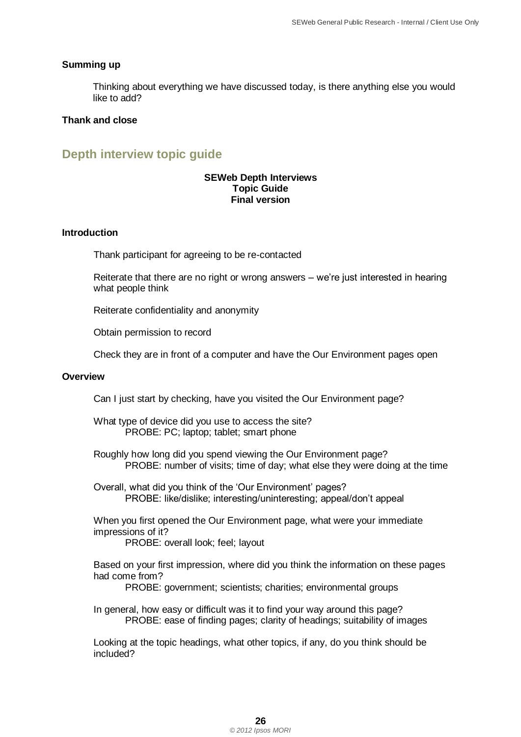**Summing up**

Thinking about everything we have discussed today, is there anything else you would like to add?

**Thank and close**

## Depth interview topic guide

**SEWeb Depth Interviews**
**Topic Guide**
**Final version**

**Introduction**

Thank participant for agreeing to be re-contacted

Reiterate that there are no right or wrong answers – we're just interested in hearing what people think

Reiterate confidentiality and anonymity

Obtain permission to record

Check they are in front of a computer and have the Our Environment pages open

**Overview**

Can I just start by checking, have you visited the Our Environment page?

What type of device did you use to access the site?
PROBE: PC; laptop; tablet; smart phone

Roughly how long did you spend viewing the Our Environment page?
PROBE: number of visits; time of day; what else they were doing at the time

Overall, what did you think of the 'Our Environment' pages?
PROBE: like/dislike; interesting/uninteresting; appeal/don't appeal

When you first opened the Our Environment page, what were your immediate impressions of it?
PROBE: overall look; feel; layout

Based on your first impression, where did you think the information on these pages had come from?
PROBE: government; scientists; charities; environmental groups

In general, how easy or difficult was it to find your way around this page?
PROBE: ease of finding pages; clarity of headings; suitability of images

Looking at the topic headings, what other topics, if any, do you think should be included?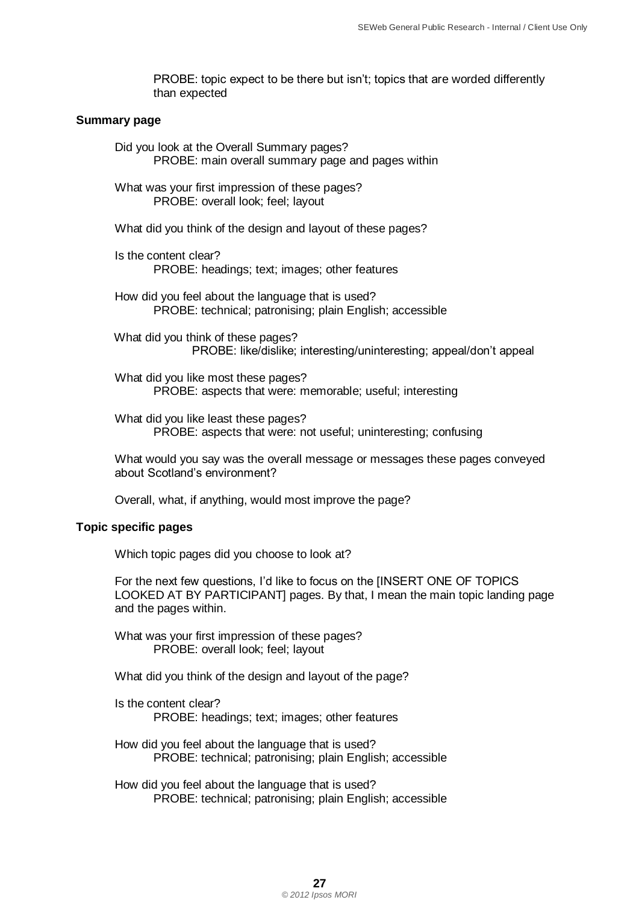PROBE: topic expect to be there but isn't; topics that are worded differently than expected

**Summary page**

Did you look at the Overall Summary pages?
PROBE: main overall summary page and pages within

What was your first impression of these pages?
PROBE: overall look; feel; layout

What did you think of the design and layout of these pages?

Is the content clear?
PROBE: headings; text; images; other features

How did you feel about the language that is used?
PROBE: technical; patronising; plain English; accessible

What did you think of these pages?
PROBE: like/dislike; interesting/uninteresting; appeal/don't appeal

What did you like most these pages?
PROBE: aspects that were: memorable; useful; interesting

What did you like least these pages?
PROBE: aspects that were: not useful; uninteresting; confusing

What would you say was the overall message or messages these pages conveyed about Scotland's environment?

Overall, what, if anything, would most improve the page?

**Topic specific pages**

Which topic pages did you choose to look at?

For the next few questions, I'd like to focus on the [INSERT ONE OF TOPICS LOOKED AT BY PARTICIPANT] pages. By that, I mean the main topic landing page and the pages within.

What was your first impression of these pages?
PROBE: overall look; feel; layout

What did you think of the design and layout of the page?

Is the content clear?
PROBE: headings; text; images; other features

How did you feel about the language that is used?
PROBE: technical; patronising; plain English; accessible

How did you feel about the language that is used?
PROBE: technical; patronising; plain English; accessible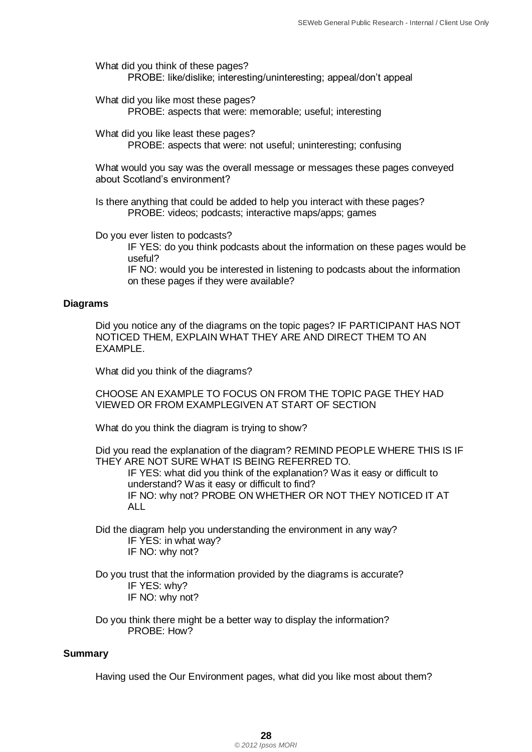What did you think of these pages?

PROBE: like/dislike; interesting/uninteresting; appeal/don't appeal

What did you like most these pages?

PROBE: aspects that were: memorable; useful; interesting

What did you like least these pages?

PROBE: aspects that were: not useful; uninteresting; confusing

What would you say was the overall message or messages these pages conveyed about Scotland's environment?

Is there anything that could be added to help you interact with these pages?

PROBE: videos; podcasts; interactive maps/apps; games

Do you ever listen to podcasts?

IF YES: do you think podcasts about the information on these pages would be useful?

IF NO: would you be interested in listening to podcasts about the information on these pages if they were available?

**Diagrams**

Did you notice any of the diagrams on the topic pages? IF PARTICIPANT HAS NOT NOTICED THEM, EXPLAIN WHAT THEY ARE AND DIRECT THEM TO AN EXAMPLE.

What did you think of the diagrams?

CHOOSE AN EXAMPLE TO FOCUS ON FROM THE TOPIC PAGE THEY HAD VIEWED OR FROM EXAMPLEGIVEN AT START OF SECTION

What do you think the diagram is trying to show?

Did you read the explanation of the diagram? REMIND PEOPLE WHERE THIS IS IF THEY ARE NOT SURE WHAT IS BEING REFERRED TO.

IF YES: what did you think of the explanation? Was it easy or difficult to understand? Was it easy or difficult to find?

IF NO: why not? PROBE ON WHETHER OR NOT THEY NOTICED IT AT ALL

Did the diagram help you understanding the environment in any way?

IF YES: in what way?

IF NO: why not?

Do you trust that the information provided by the diagrams is accurate?

IF YES: why?

IF NO: why not?

Do you think there might be a better way to display the information?

PROBE: How?

**Summary**

Having used the Our Environment pages, what did you like most about them?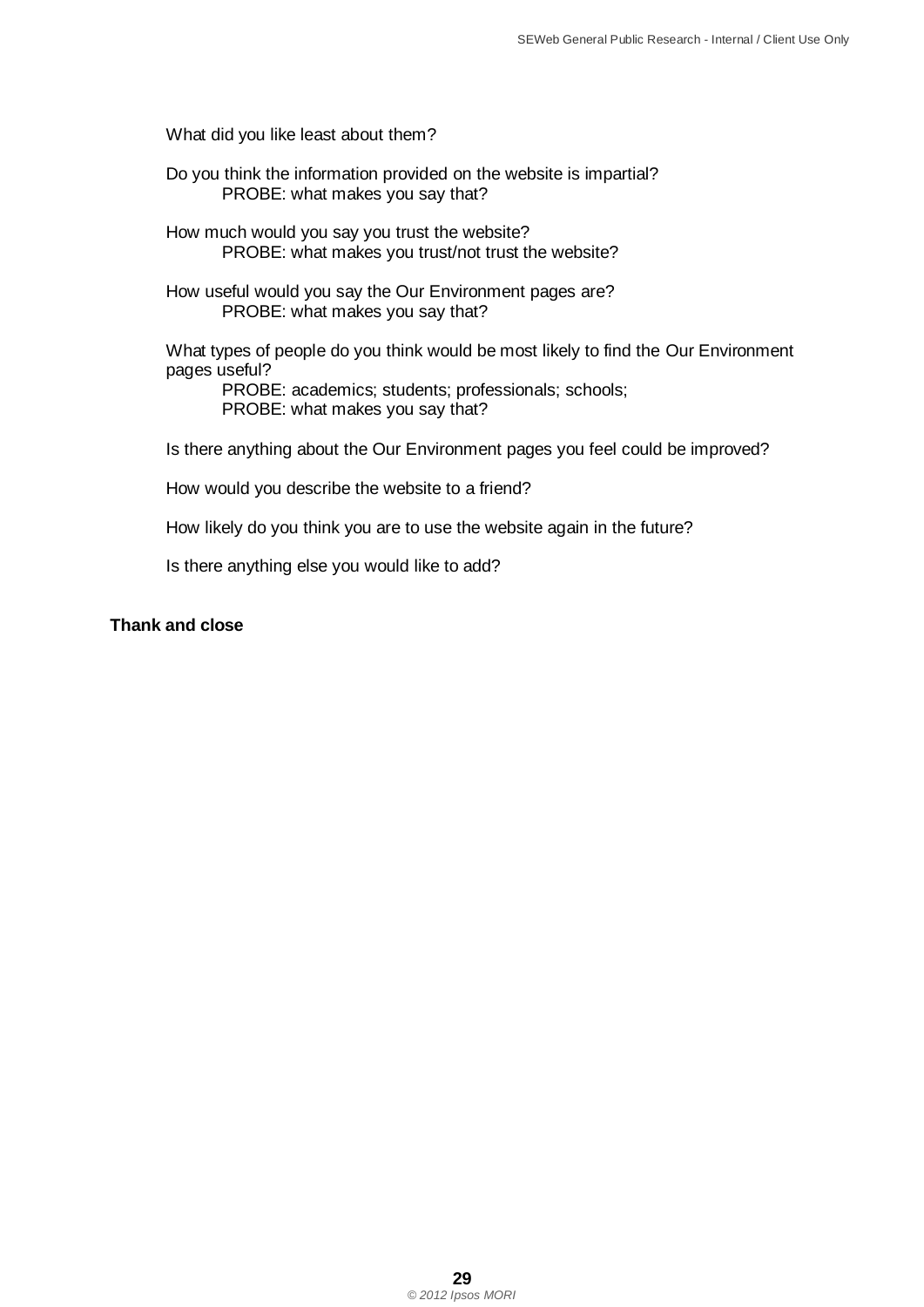What did you like least about them?

Do you think the information provided on the website is impartial?
  PROBE: what makes you say that?

How much would you say you trust the website?
  PROBE: what makes you trust/not trust the website?

How useful would you say the Our Environment pages are?
  PROBE: what makes you say that?

What types of people do you think would be most likely to find the Our Environment pages useful?
  PROBE: academics; students; professionals; schools;
  PROBE: what makes you say that?

Is there anything about the Our Environment pages you feel could be improved?

How would you describe the website to a friend?

How likely do you think you are to use the website again in the future?

Is there anything else you would like to add?

**Thank and close**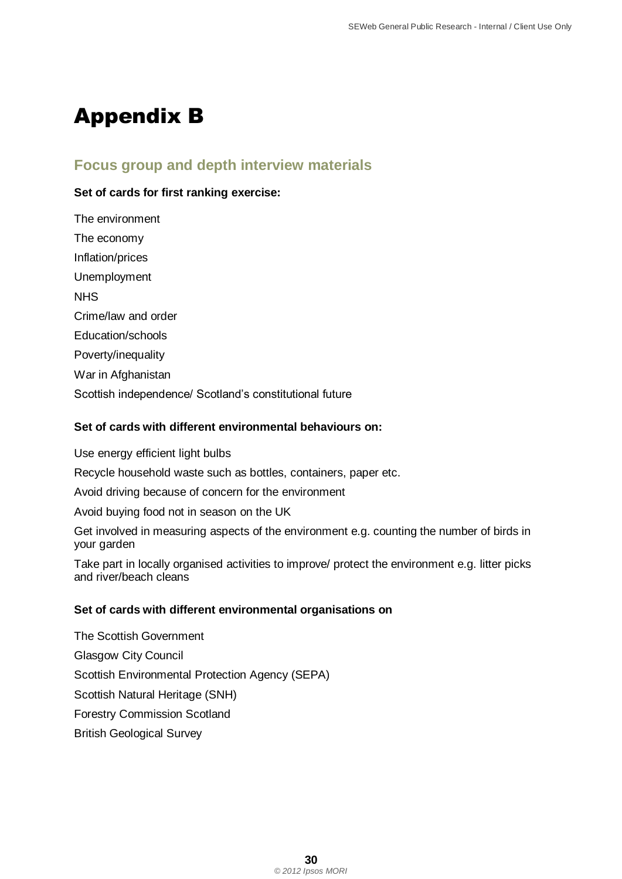# Appendix B

## Focus group and depth interview materials

**Set of cards for first ranking exercise:**

The environment

The economy

Inflation/prices

Unemployment

NHS

Crime/law and order

Education/schools

Poverty/inequality

War in Afghanistan

Scottish independence/ Scotland's constitutional future

**Set of cards with different environmental behaviours on:**

Use energy efficient light bulbs

Recycle household waste such as bottles, containers, paper etc.

Avoid driving because of concern for the environment

Avoid buying food not in season on the UK

Get involved in measuring aspects of the environment e.g. counting the number of birds in your garden

Take part in locally organised activities to improve/ protect the environment e.g. litter picks and river/beach cleans

**Set of cards with different environmental organisations on**

The Scottish Government

Glasgow City Council

Scottish Environmental Protection Agency (SEPA)

Scottish Natural Heritage (SNH)

Forestry Commission Scotland

British Geological Survey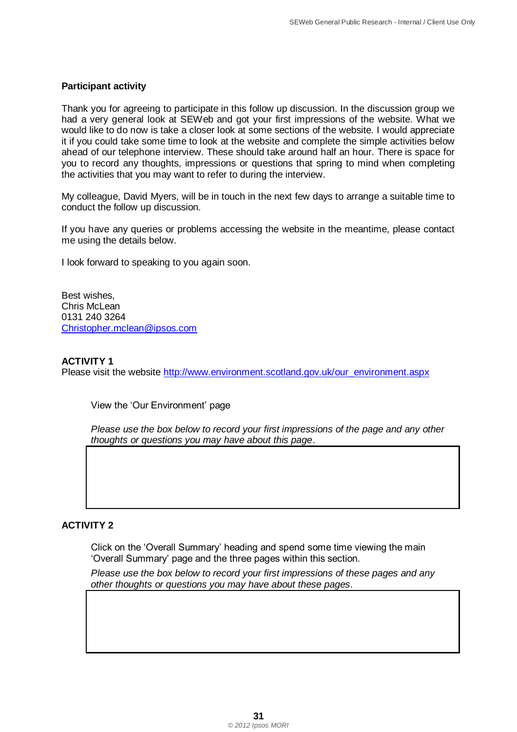**Participant activity**

Thank you for agreeing to participate in this follow up discussion. In the discussion group we had a very general look at SEWeb and got your first impressions of the website. What we would like to do now is take a closer look at some sections of the website. I would appreciate it if you could take some time to look at the website and complete the simple activities below ahead of our telephone interview. These should take around half an hour. There is space for you to record any thoughts, impressions or questions that spring to mind when completing the activities that you may want to refer to during the interview.

My colleague, David Myers, will be in touch in the next few days to arrange a suitable time to conduct the follow up discussion.

If you have any queries or problems accessing the website in the meantime, please contact me using the details below.

I look forward to speaking to you again soon.

Best wishes,
Chris McLean
0131 240 3264
Christopher.mclean@ipsos.com

**ACTIVITY 1**

Please visit the website http://www.environment.scotland.gov.uk/our_environment.aspx

View the 'Our Environment' page

*Please use the box below to record your first impressions of the page and any other thoughts or questions you may have about this page*.

| |
|---|
| |

**ACTIVITY 2**

Click on the 'Overall Summary' heading and spend some time viewing the main 'Overall Summary' page and the three pages within this section.

*Please use the box below to record your first impressions of these pages and any other thoughts or questions you may have about these pages*.

| |
|---|
| |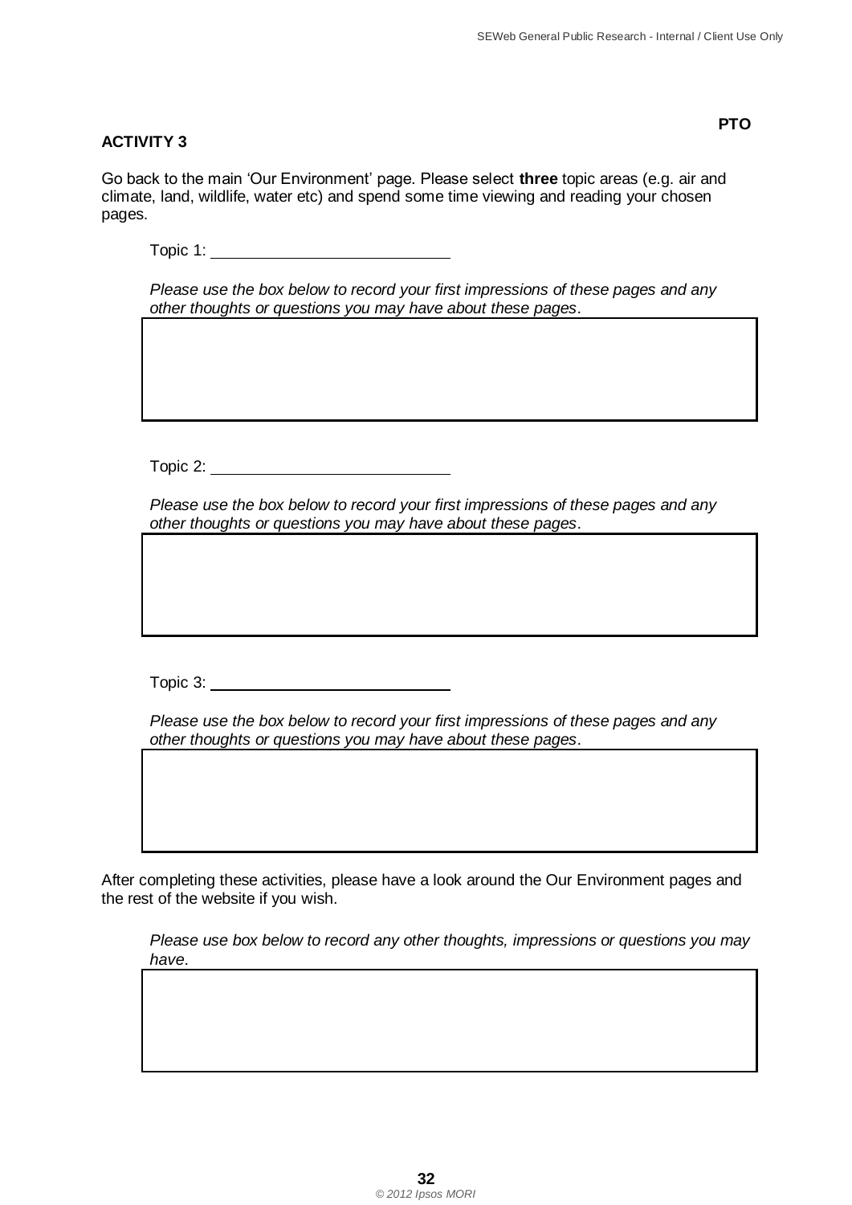**PTO**

**ACTIVITY 3**

Go back to the main 'Our Environment' page. Please select **three** topic areas (e.g. air and climate, land, wildlife, water etc) and spend some time viewing and reading your chosen pages.

Topic 1: ____________________________

*Please use the box below to record your first impressions of these pages and any other thoughts or questions you may have about these pages.*

| |
|---|
| |

Topic 2: ____________________________

*Please use the box below to record your first impressions of these pages and any other thoughts or questions you may have about these pages.*

| |
|---|
| |

Topic 3: ____________________________

*Please use the box below to record your first impressions of these pages and any other thoughts or questions you may have about these pages.*

| |
|---|
| |

After completing these activities, please have a look around the Our Environment pages and the rest of the website if you wish.

*Please use box below to record any other thoughts, impressions or questions you may have.*

| |
|---|
| |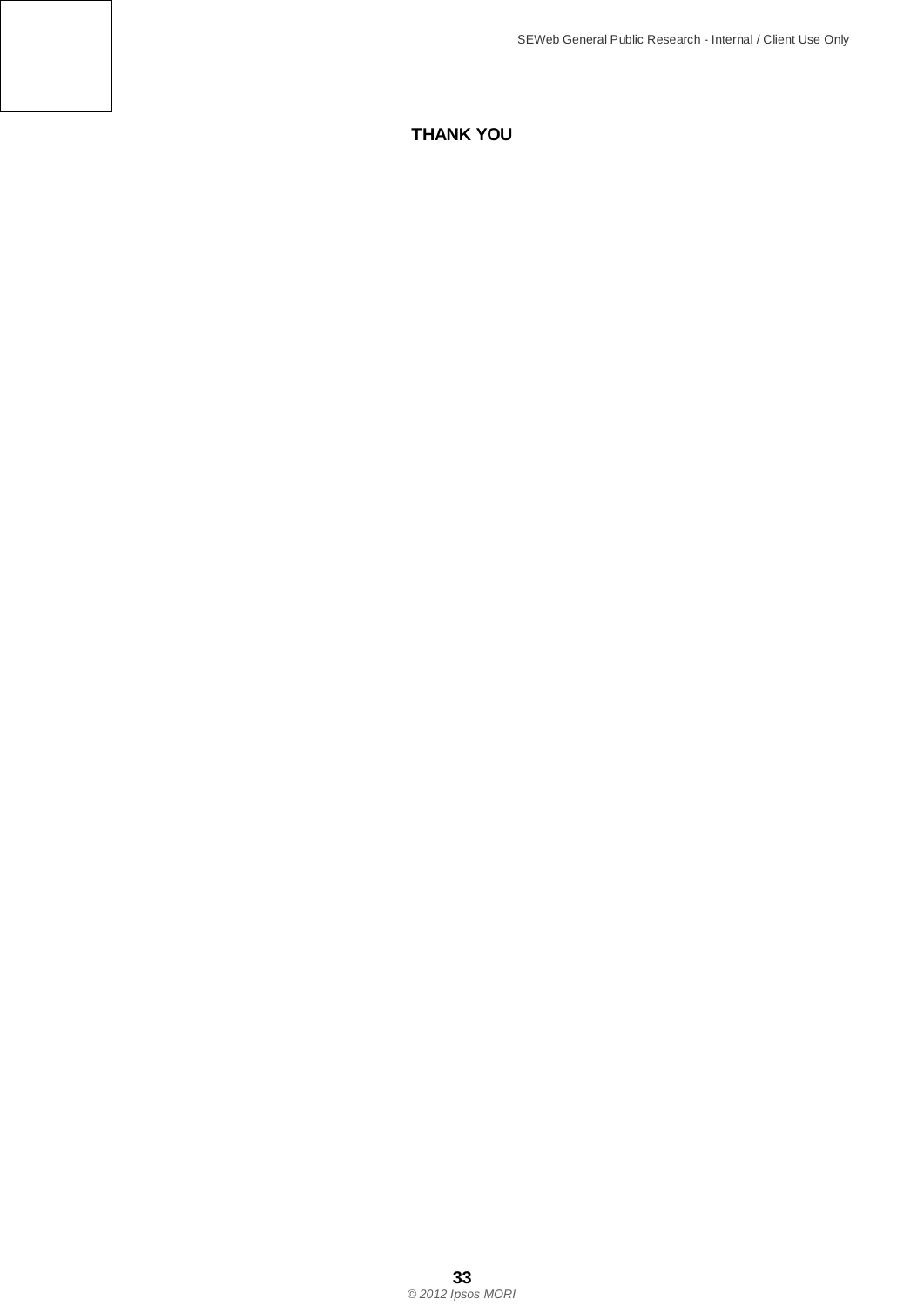**THANK YOU**